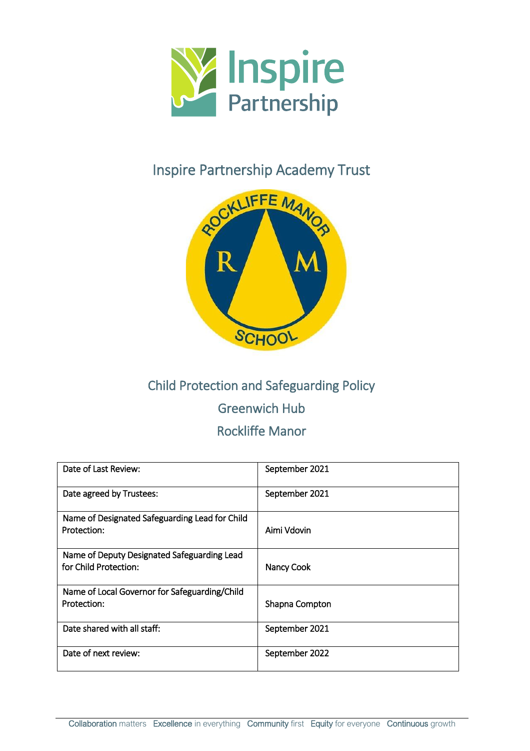# Inspire Partnership Academy Trust

## Child Protection and Safeguarding Policy

## Greenwich Hub

## Rockliffe Manor

| Date of Last Review: | September 2021 |
|---|---|
| Date agreed by Trustees: | September 2021 |
| Name of Designated Safeguarding Lead for Child Protection: | Aimi Vdovin |
| Name of Deputy Designated Safeguarding Lead for Child Protection: | Nancy Cook |
| Name of Local Governor for Safeguarding/Child Protection: | Shapna Compton |
| Date shared with all staff: | September 2021 |
| Date of next review: | September 2022 |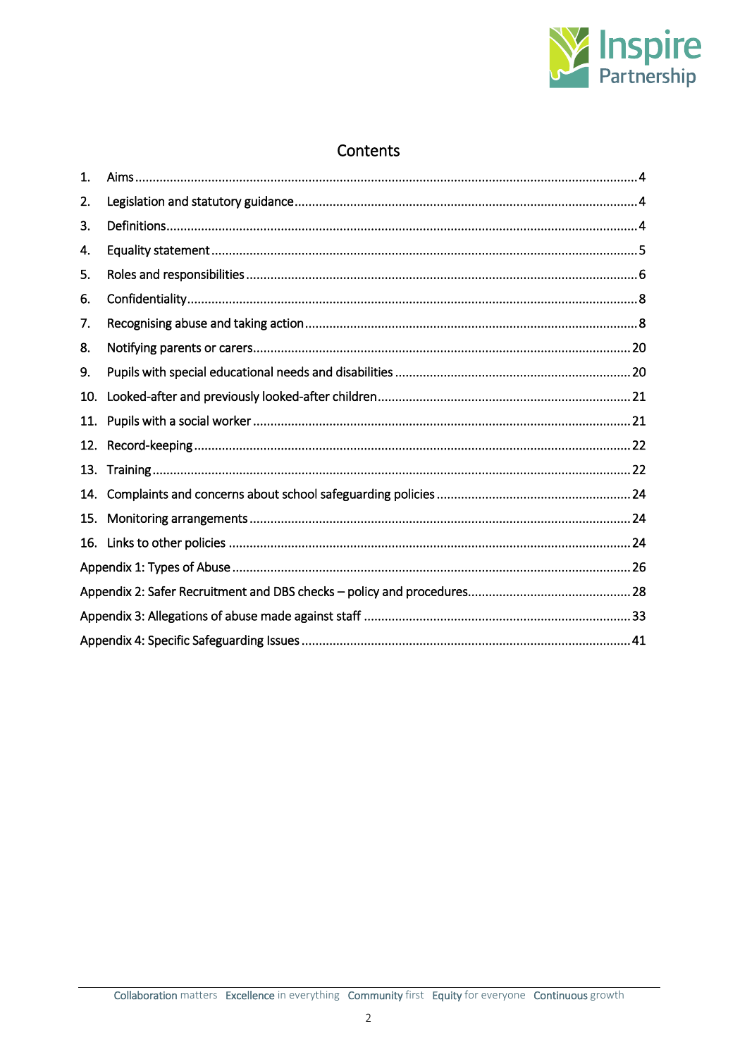# Contents

1. Aims ..... 4
2. Legislation and statutory guidance ..... 4
3. Definitions ..... 4
4. Equality statement ..... 5
5. Roles and responsibilities ..... 6
6. Confidentiality ..... 8
7. Recognising abuse and taking action ..... 8
8. Notifying parents or carers ..... 20
9. Pupils with special educational needs and disabilities ..... 20
10. Looked-after and previously looked-after children ..... 21
11. Pupils with a social worker ..... 21
12. Record-keeping ..... 22
13. Training ..... 22
14. Complaints and concerns about school safeguarding policies ..... 24
15. Monitoring arrangements ..... 24
16. Links to other policies ..... 24

Appendix 1: Types of Abuse ..... 26

Appendix 2: Safer Recruitment and DBS checks – policy and procedures ..... 28

Appendix 3: Allegations of abuse made against staff ..... 33

Appendix 4: Specific Safeguarding Issues ..... 41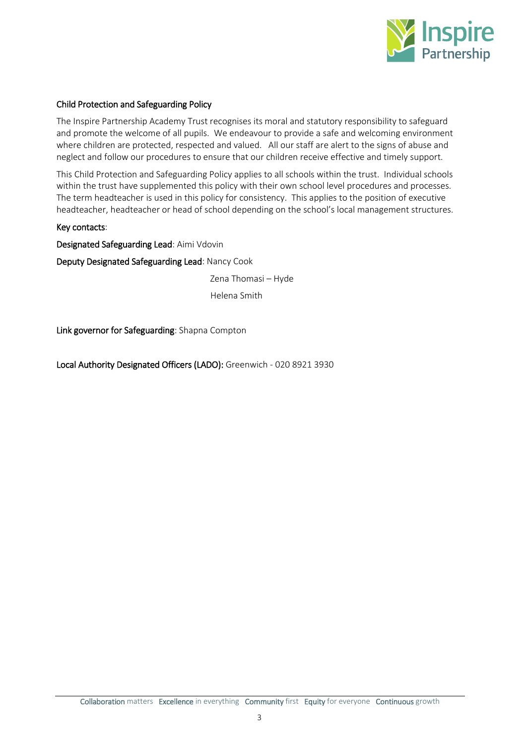## Child Protection and Safeguarding Policy

The Inspire Partnership Academy Trust recognises its moral and statutory responsibility to safeguard and promote the welcome of all pupils. We endeavour to provide a safe and welcoming environment where children are protected, respected and valued. All our staff are alert to the signs of abuse and neglect and follow our procedures to ensure that our children receive effective and timely support.

This Child Protection and Safeguarding Policy applies to all schools within the trust. Individual schools within the trust have supplemented this policy with their own school level procedures and processes. The term headteacher is used in this policy for consistency. This applies to the position of executive headteacher, headteacher or head of school depending on the school's local management structures.

**Key contacts**:

**Designated Safeguarding Lead**: Aimi Vdovin

**Deputy Designated Safeguarding Lead**: Nancy Cook

Zena Thomasi – Hyde

Helena Smith

**Link governor for Safeguarding**: Shapna Compton

**Local Authority Designated Officers (LADO):** Greenwich - 020 8921 3930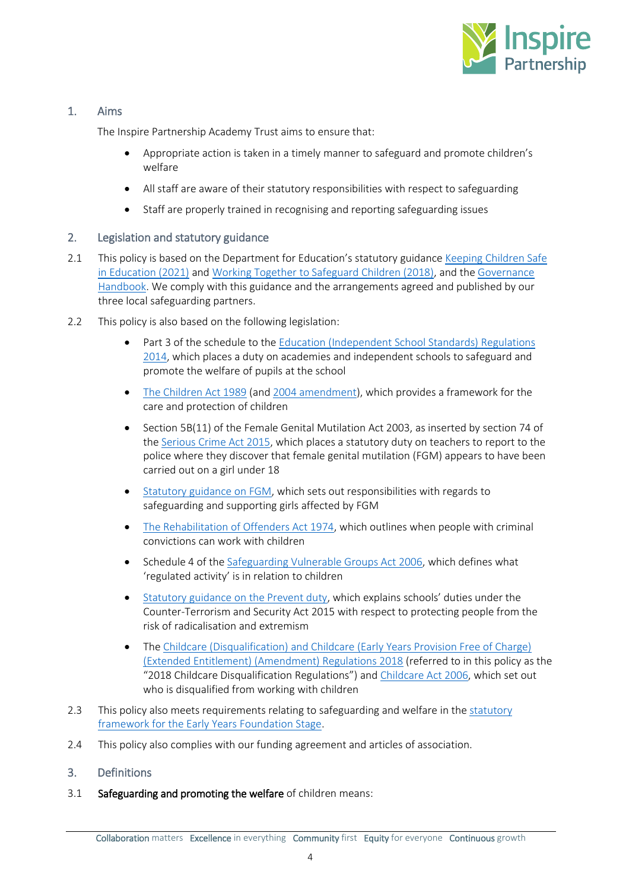## 1. Aims

The Inspire Partnership Academy Trust aims to ensure that:

- Appropriate action is taken in a timely manner to safeguard and promote children's welfare
- All staff are aware of their statutory responsibilities with respect to safeguarding
- Staff are properly trained in recognising and reporting safeguarding issues

## 2. Legislation and statutory guidance

2.1 This policy is based on the Department for Education's statutory guidance Keeping Children Safe in Education (2021) and Working Together to Safeguard Children (2018), and the Governance Handbook. We comply with this guidance and the arrangements agreed and published by our three local safeguarding partners.

2.2 This policy is also based on the following legislation:

- Part 3 of the schedule to the Education (Independent School Standards) Regulations 2014, which places a duty on academies and independent schools to safeguard and promote the welfare of pupils at the school
- The Children Act 1989 (and 2004 amendment), which provides a framework for the care and protection of children
- Section 5B(11) of the Female Genital Mutilation Act 2003, as inserted by section 74 of the Serious Crime Act 2015, which places a statutory duty on teachers to report to the police where they discover that female genital mutilation (FGM) appears to have been carried out on a girl under 18
- Statutory guidance on FGM, which sets out responsibilities with regards to safeguarding and supporting girls affected by FGM
- The Rehabilitation of Offenders Act 1974, which outlines when people with criminal convictions can work with children
- Schedule 4 of the Safeguarding Vulnerable Groups Act 2006, which defines what 'regulated activity' is in relation to children
- Statutory guidance on the Prevent duty, which explains schools' duties under the Counter-Terrorism and Security Act 2015 with respect to protecting people from the risk of radicalisation and extremism
- The Childcare (Disqualification) and Childcare (Early Years Provision Free of Charge) (Extended Entitlement) (Amendment) Regulations 2018 (referred to in this policy as the "2018 Childcare Disqualification Regulations") and Childcare Act 2006, which set out who is disqualified from working with children

2.3 This policy also meets requirements relating to safeguarding and welfare in the statutory framework for the Early Years Foundation Stage.

2.4 This policy also complies with our funding agreement and articles of association.

## 3. Definitions

3.1 **Safeguarding and promoting the welfare** of children means: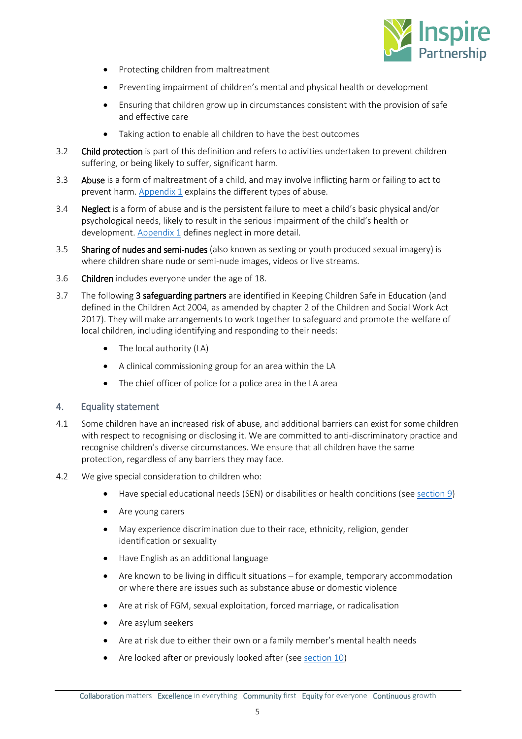- Protecting children from maltreatment
- Preventing impairment of children's mental and physical health or development
- Ensuring that children grow up in circumstances consistent with the provision of safe and effective care
- Taking action to enable all children to have the best outcomes

3.2 **Child protection** is part of this definition and refers to activities undertaken to prevent children suffering, or being likely to suffer, significant harm.

3.3 **Abuse** is a form of maltreatment of a child, and may involve inflicting harm or failing to act to prevent harm. Appendix 1 explains the different types of abuse.

3.4 **Neglect** is a form of abuse and is the persistent failure to meet a child's basic physical and/or psychological needs, likely to result in the serious impairment of the child's health or development. Appendix 1 defines neglect in more detail.

3.5 **Sharing of nudes and semi-nudes** (also known as sexting or youth produced sexual imagery) is where children share nude or semi-nude images, videos or live streams.

3.6 **Children** includes everyone under the age of 18.

3.7 The following **3 safeguarding partners** are identified in Keeping Children Safe in Education (and defined in the Children Act 2004, as amended by chapter 2 of the Children and Social Work Act 2017). They will make arrangements to work together to safeguard and promote the welfare of local children, including identifying and responding to their needs:

- The local authority (LA)
- A clinical commissioning group for an area within the LA
- The chief officer of police for a police area in the LA area

## 4. Equality statement

4.1 Some children have an increased risk of abuse, and additional barriers can exist for some children with respect to recognising or disclosing it. We are committed to anti-discriminatory practice and recognise children's diverse circumstances. We ensure that all children have the same protection, regardless of any barriers they may face.

4.2 We give special consideration to children who:

- Have special educational needs (SEN) or disabilities or health conditions (see section 9)
- Are young carers
- May experience discrimination due to their race, ethnicity, religion, gender identification or sexuality
- Have English as an additional language
- Are known to be living in difficult situations – for example, temporary accommodation or where there are issues such as substance abuse or domestic violence
- Are at risk of FGM, sexual exploitation, forced marriage, or radicalisation
- Are asylum seekers
- Are at risk due to either their own or a family member's mental health needs
- Are looked after or previously looked after (see section 10)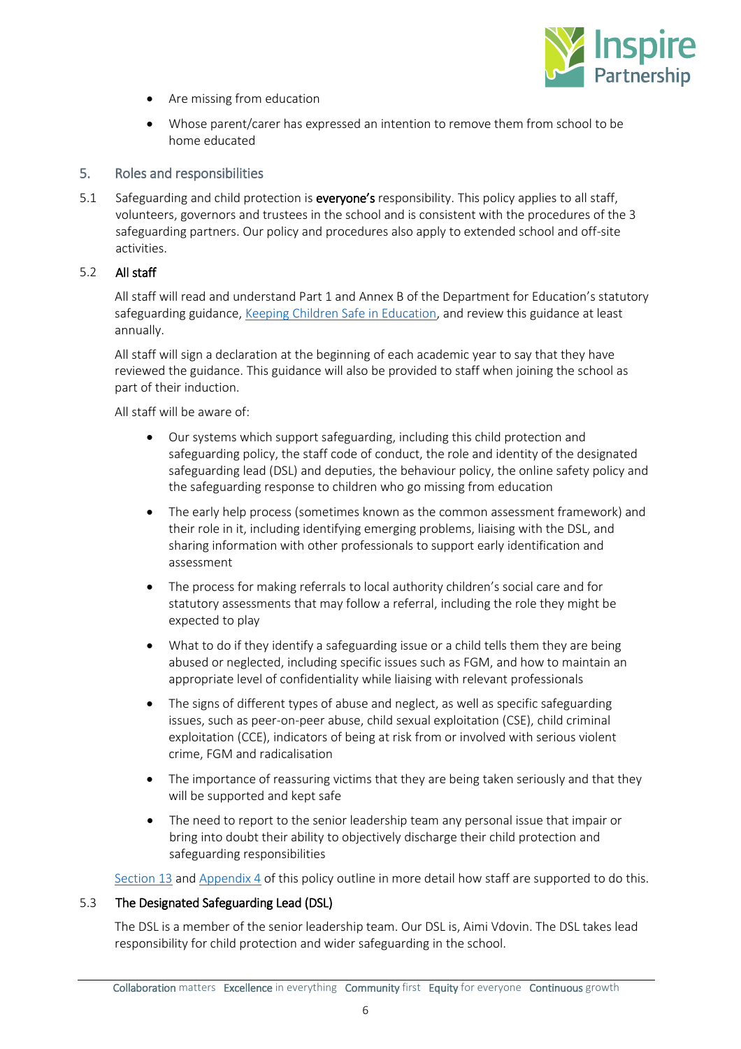- Are missing from education
- Whose parent/carer has expressed an intention to remove them from school to be home educated

## 5. Roles and responsibilities

5.1 Safeguarding and child protection is **everyone's** responsibility. This policy applies to all staff, volunteers, governors and trustees in the school and is consistent with the procedures of the 3 safeguarding partners. Our policy and procedures also apply to extended school and off-site activities.

### 5.2 All staff

All staff will read and understand Part 1 and Annex B of the Department for Education's statutory safeguarding guidance, [Keeping Children Safe in Education](), and review this guidance at least annually.

All staff will sign a declaration at the beginning of each academic year to say that they have reviewed the guidance. This guidance will also be provided to staff when joining the school as part of their induction.

All staff will be aware of:

- Our systems which support safeguarding, including this child protection and safeguarding policy, the staff code of conduct, the role and identity of the designated safeguarding lead (DSL) and deputies, the behaviour policy, the online safety policy and the safeguarding response to children who go missing from education
- The early help process (sometimes known as the common assessment framework) and their role in it, including identifying emerging problems, liaising with the DSL, and sharing information with other professionals to support early identification and assessment
- The process for making referrals to local authority children's social care and for statutory assessments that may follow a referral, including the role they might be expected to play
- What to do if they identify a safeguarding issue or a child tells them they are being abused or neglected, including specific issues such as FGM, and how to maintain an appropriate level of confidentiality while liaising with relevant professionals
- The signs of different types of abuse and neglect, as well as specific safeguarding issues, such as peer-on-peer abuse, child sexual exploitation (CSE), child criminal exploitation (CCE), indicators of being at risk from or involved with serious violent crime, FGM and radicalisation
- The importance of reassuring victims that they are being taken seriously and that they will be supported and kept safe
- The need to report to the senior leadership team any personal issue that impair or bring into doubt their ability to objectively discharge their child protection and safeguarding responsibilities

[Section 13]() and [Appendix 4]() of this policy outline in more detail how staff are supported to do this.

### 5.3 The Designated Safeguarding Lead (DSL)

The DSL is a member of the senior leadership team. Our DSL is, Aimi Vdovin. The DSL takes lead responsibility for child protection and wider safeguarding in the school.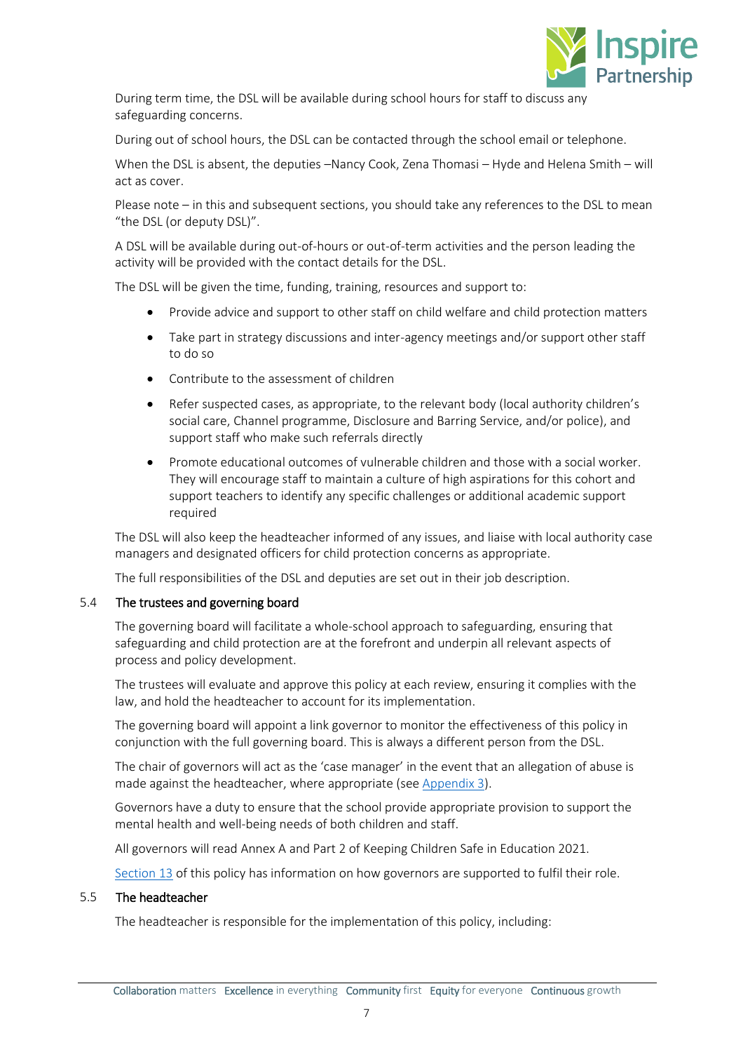During term time, the DSL will be available during school hours for staff to discuss any safeguarding concerns.

During out of school hours, the DSL can be contacted through the school email or telephone.

When the DSL is absent, the deputies –Nancy Cook, Zena Thomasi – Hyde and Helena Smith – will act as cover.

Please note – in this and subsequent sections, you should take any references to the DSL to mean "the DSL (or deputy DSL)".

A DSL will be available during out-of-hours or out-of-term activities and the person leading the activity will be provided with the contact details for the DSL.

The DSL will be given the time, funding, training, resources and support to:

- Provide advice and support to other staff on child welfare and child protection matters
- Take part in strategy discussions and inter-agency meetings and/or support other staff to do so
- Contribute to the assessment of children
- Refer suspected cases, as appropriate, to the relevant body (local authority children's social care, Channel programme, Disclosure and Barring Service, and/or police), and support staff who make such referrals directly
- Promote educational outcomes of vulnerable children and those with a social worker. They will encourage staff to maintain a culture of high aspirations for this cohort and support teachers to identify any specific challenges or additional academic support required

The DSL will also keep the headteacher informed of any issues, and liaise with local authority case managers and designated officers for child protection concerns as appropriate.

The full responsibilities of the DSL and deputies are set out in their job description.

### 5.4 The trustees and governing board

The governing board will facilitate a whole-school approach to safeguarding, ensuring that safeguarding and child protection are at the forefront and underpin all relevant aspects of process and policy development.

The trustees will evaluate and approve this policy at each review, ensuring it complies with the law, and hold the headteacher to account for its implementation.

The governing board will appoint a link governor to monitor the effectiveness of this policy in conjunction with the full governing board. This is always a different person from the DSL.

The chair of governors will act as the 'case manager' in the event that an allegation of abuse is made against the headteacher, where appropriate (see Appendix 3).

Governors have a duty to ensure that the school provide appropriate provision to support the mental health and well-being needs of both children and staff.

All governors will read Annex A and Part 2 of Keeping Children Safe in Education 2021.

Section 13 of this policy has information on how governors are supported to fulfil their role.

### 5.5 The headteacher

The headteacher is responsible for the implementation of this policy, including: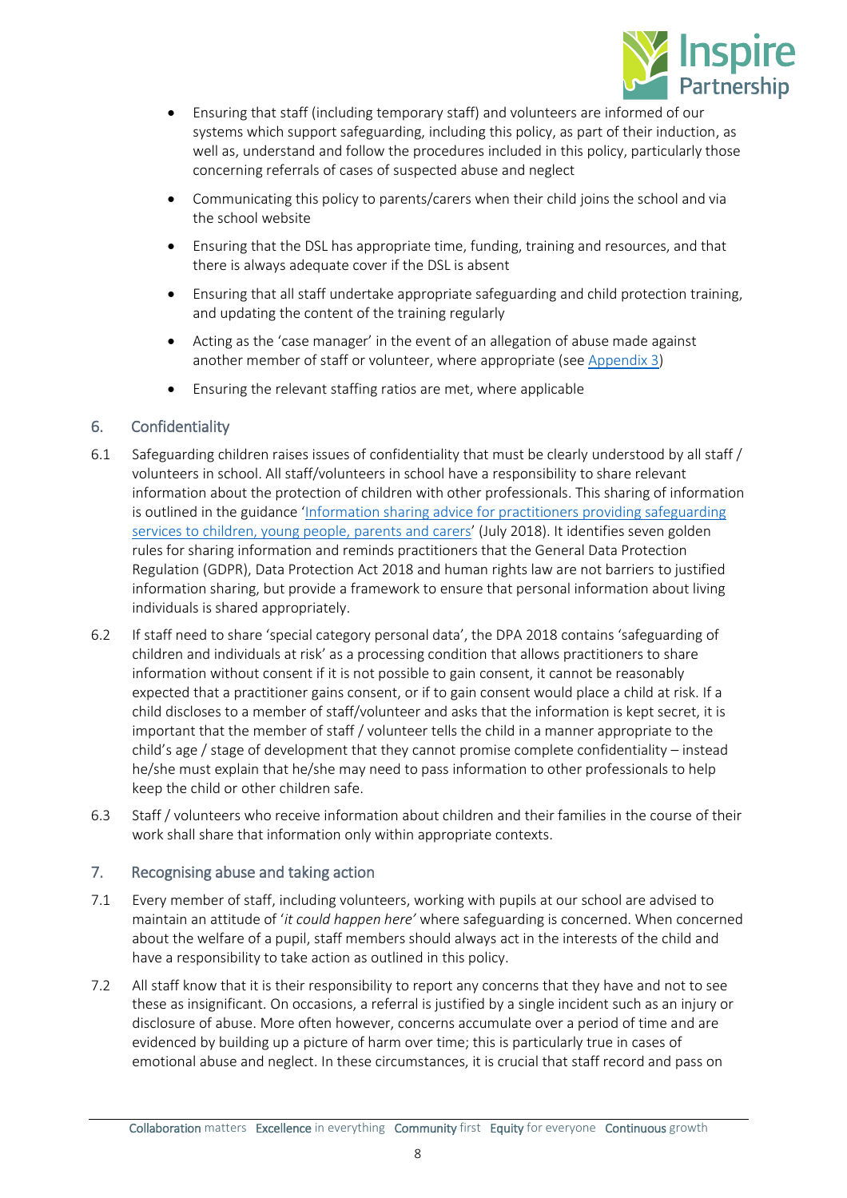- Ensuring that staff (including temporary staff) and volunteers are informed of our systems which support safeguarding, including this policy, as part of their induction, as well as, understand and follow the procedures included in this policy, particularly those concerning referrals of cases of suspected abuse and neglect
- Communicating this policy to parents/carers when their child joins the school and via the school website
- Ensuring that the DSL has appropriate time, funding, training and resources, and that there is always adequate cover if the DSL is absent
- Ensuring that all staff undertake appropriate safeguarding and child protection training, and updating the content of the training regularly
- Acting as the 'case manager' in the event of an allegation of abuse made against another member of staff or volunteer, where appropriate (see [Appendix 3](#))
- Ensuring the relevant staffing ratios are met, where applicable

## 6. Confidentiality

6.1 Safeguarding children raises issues of confidentiality that must be clearly understood by all staff / volunteers in school. All staff/volunteers in school have a responsibility to share relevant information about the protection of children with other professionals. This sharing of information is outlined in the guidance '[Information sharing advice for practitioners providing safeguarding services to children, young people, parents and carers](#)' (July 2018). It identifies seven golden rules for sharing information and reminds practitioners that the General Data Protection Regulation (GDPR), Data Protection Act 2018 and human rights law are not barriers to justified information sharing, but provide a framework to ensure that personal information about living individuals is shared appropriately.

6.2 If staff need to share 'special category personal data', the DPA 2018 contains 'safeguarding of children and individuals at risk' as a processing condition that allows practitioners to share information without consent if it is not possible to gain consent, it cannot be reasonably expected that a practitioner gains consent, or if to gain consent would place a child at risk. If a child discloses to a member of staff/volunteer and asks that the information is kept secret, it is important that the member of staff / volunteer tells the child in a manner appropriate to the child's age / stage of development that they cannot promise complete confidentiality – instead he/she must explain that he/she may need to pass information to other professionals to help keep the child or other children safe.

6.3 Staff / volunteers who receive information about children and their families in the course of their work shall share that information only within appropriate contexts.

## 7. Recognising abuse and taking action

7.1 Every member of staff, including volunteers, working with pupils at our school are advised to maintain an attitude of '*it could happen here'* where safeguarding is concerned. When concerned about the welfare of a pupil, staff members should always act in the interests of the child and have a responsibility to take action as outlined in this policy.

7.2 All staff know that it is their responsibility to report any concerns that they have and not to see these as insignificant. On occasions, a referral is justified by a single incident such as an injury or disclosure of abuse. More often however, concerns accumulate over a period of time and are evidenced by building up a picture of harm over time; this is particularly true in cases of emotional abuse and neglect. In these circumstances, it is crucial that staff record and pass on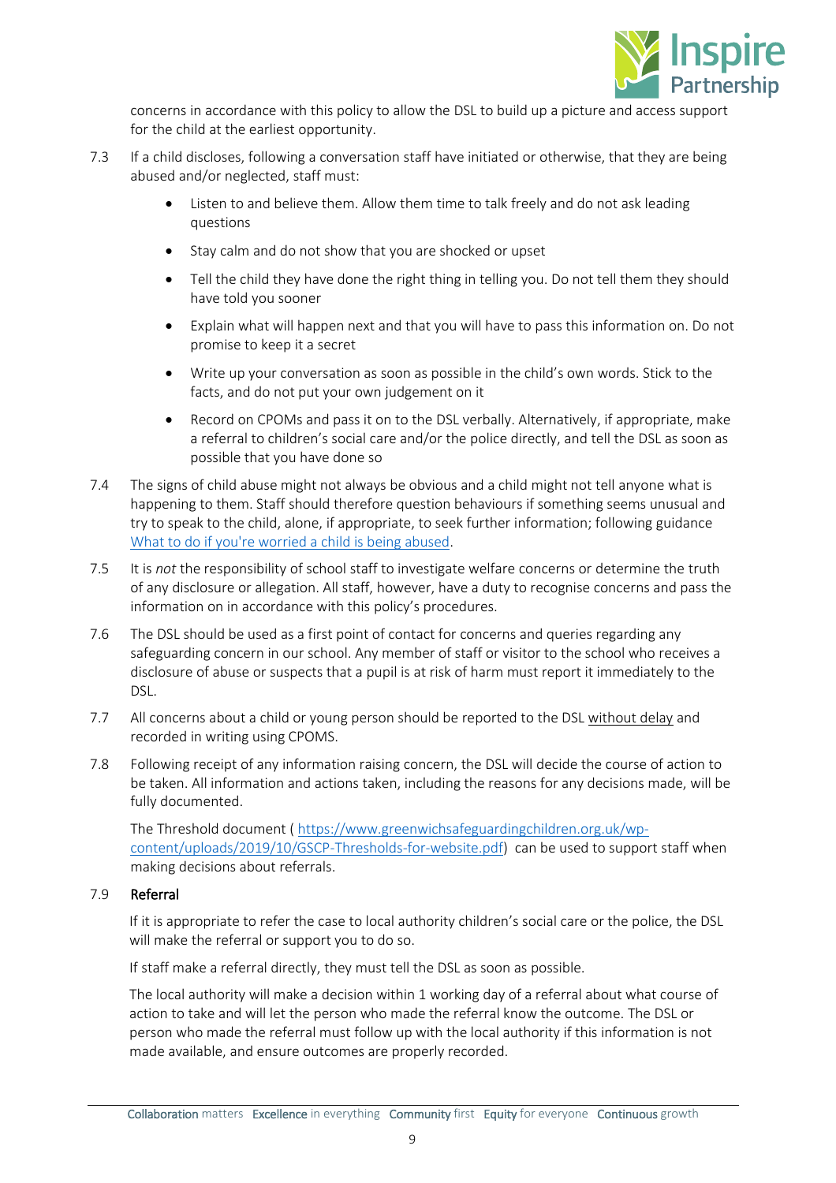concerns in accordance with this policy to allow the DSL to build up a picture and access support for the child at the earliest opportunity.

7.3 If a child discloses, following a conversation staff have initiated or otherwise, that they are being abused and/or neglected, staff must:

- Listen to and believe them. Allow them time to talk freely and do not ask leading questions
- Stay calm and do not show that you are shocked or upset
- Tell the child they have done the right thing in telling you. Do not tell them they should have told you sooner
- Explain what will happen next and that you will have to pass this information on. Do not promise to keep it a secret
- Write up your conversation as soon as possible in the child's own words. Stick to the facts, and do not put your own judgement on it
- Record on CPOMs and pass it on to the DSL verbally. Alternatively, if appropriate, make a referral to children's social care and/or the police directly, and tell the DSL as soon as possible that you have done so

7.4 The signs of child abuse might not always be obvious and a child might not tell anyone what is happening to them. Staff should therefore question behaviours if something seems unusual and try to speak to the child, alone, if appropriate, to seek further information; following guidance [What to do if you're worried a child is being abused](What to do if you're worried a child is being abused).

7.5 It is *not* the responsibility of school staff to investigate welfare concerns or determine the truth of any disclosure or allegation. All staff, however, have a duty to recognise concerns and pass the information on in accordance with this policy's procedures.

7.6 The DSL should be used as a first point of contact for concerns and queries regarding any safeguarding concern in our school. Any member of staff or visitor to the school who receives a disclosure of abuse or suspects that a pupil is at risk of harm must report it immediately to the DSL.

7.7 All concerns about a child or young person should be reported to the DSL without delay and recorded in writing using CPOMS.

7.8 Following receipt of any information raising concern, the DSL will decide the course of action to be taken. All information and actions taken, including the reasons for any decisions made, will be fully documented.

The Threshold document ( [https://www.greenwichsafeguardingchildren.org.uk/wp-content/uploads/2019/10/GSCP-Thresholds-for-website.pdf](https://www.greenwichsafeguardingchildren.org.uk/wp-content/uploads/2019/10/GSCP-Thresholds-for-website.pdf)) can be used to support staff when making decisions about referrals.

### 7.9 Referral

If it is appropriate to refer the case to local authority children's social care or the police, the DSL will make the referral or support you to do so.

If staff make a referral directly, they must tell the DSL as soon as possible.

The local authority will make a decision within 1 working day of a referral about what course of action to take and will let the person who made the referral know the outcome. The DSL or person who made the referral must follow up with the local authority if this information is not made available, and ensure outcomes are properly recorded.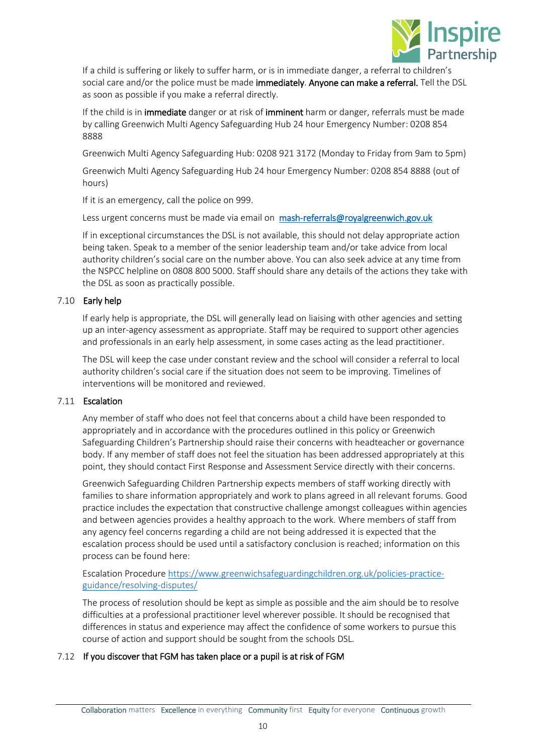If a child is suffering or likely to suffer harm, or is in immediate danger, a referral to children's social care and/or the police must be made **immediately**. **Anyone can make a referral.** Tell the DSL as soon as possible if you make a referral directly.

If the child is in **immediate** danger or at risk of **imminent** harm or danger, referrals must be made by calling Greenwich Multi Agency Safeguarding Hub 24 hour Emergency Number: 0208 854 8888

Greenwich Multi Agency Safeguarding Hub: 0208 921 3172 (Monday to Friday from 9am to 5pm)

Greenwich Multi Agency Safeguarding Hub 24 hour Emergency Number: 0208 854 8888 (out of hours)

If it is an emergency, call the police on 999.

Less urgent concerns must be made via email on [mash-referrals@royalgreenwich.gov.uk](mailto:mash-referrals@royalgreenwich.gov.uk)

If in exceptional circumstances the DSL is not available, this should not delay appropriate action being taken. Speak to a member of the senior leadership team and/or take advice from local authority children's social care on the number above. You can also seek advice at any time from the NSPCC helpline on 0808 800 5000. Staff should share any details of the actions they take with the DSL as soon as practically possible.

### 7.10 Early help

If early help is appropriate, the DSL will generally lead on liaising with other agencies and setting up an inter-agency assessment as appropriate. Staff may be required to support other agencies and professionals in an early help assessment, in some cases acting as the lead practitioner.

The DSL will keep the case under constant review and the school will consider a referral to local authority children's social care if the situation does not seem to be improving. Timelines of interventions will be monitored and reviewed.

### 7.11 Escalation

Any member of staff who does not feel that concerns about a child have been responded to appropriately and in accordance with the procedures outlined in this policy or Greenwich Safeguarding Children's Partnership should raise their concerns with headteacher or governance body. If any member of staff does not feel the situation has been addressed appropriately at this point, they should contact First Response and Assessment Service directly with their concerns.

Greenwich Safeguarding Children Partnership expects members of staff working directly with families to share information appropriately and work to plans agreed in all relevant forums. Good practice includes the expectation that constructive challenge amongst colleagues within agencies and between agencies provides a healthy approach to the work. Where members of staff from any agency feel concerns regarding a child are not being addressed it is expected that the escalation process should be used until a satisfactory conclusion is reached; information on this process can be found here:

Escalation Procedure [https://www.greenwichsafeguardingchildren.org.uk/policies-practice-guidance/resolving-disputes/](https://www.greenwichsafeguardingchildren.org.uk/policies-practice-guidance/resolving-disputes/)

The process of resolution should be kept as simple as possible and the aim should be to resolve difficulties at a professional practitioner level wherever possible. It should be recognised that differences in status and experience may affect the confidence of some workers to pursue this course of action and support should be sought from the schools DSL.

### 7.12 If you discover that FGM has taken place or a pupil is at risk of FGM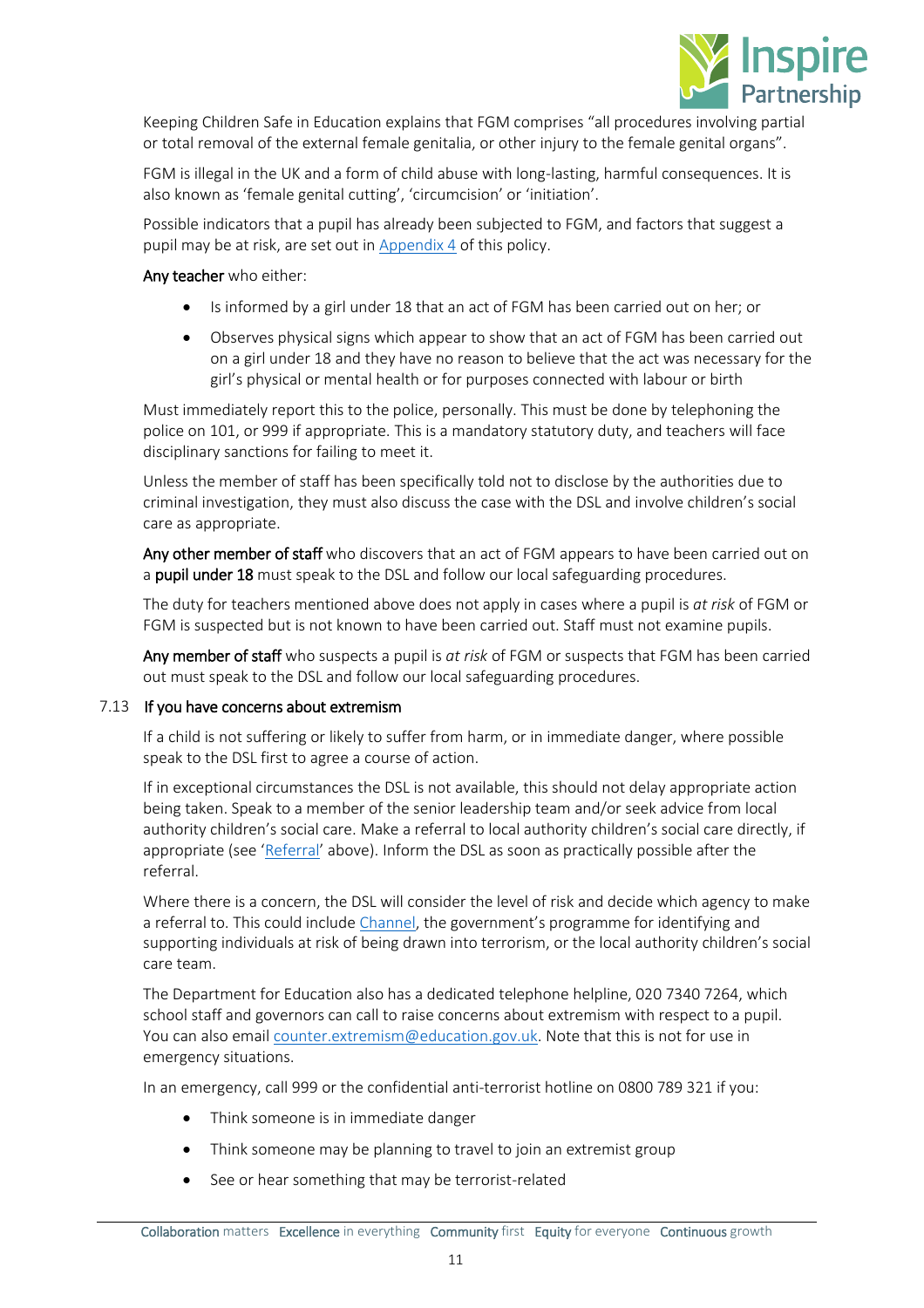Keeping Children Safe in Education explains that FGM comprises "all procedures involving partial or total removal of the external female genitalia, or other injury to the female genital organs".

FGM is illegal in the UK and a form of child abuse with long-lasting, harmful consequences. It is also known as 'female genital cutting', 'circumcision' or 'initiation'.

Possible indicators that a pupil has already been subjected to FGM, and factors that suggest a pupil may be at risk, are set out in Appendix 4 of this policy.

**Any teacher** who either:

- Is informed by a girl under 18 that an act of FGM has been carried out on her; or
- Observes physical signs which appear to show that an act of FGM has been carried out on a girl under 18 and they have no reason to believe that the act was necessary for the girl's physical or mental health or for purposes connected with labour or birth

Must immediately report this to the police, personally. This must be done by telephoning the police on 101, or 999 if appropriate. This is a mandatory statutory duty, and teachers will face disciplinary sanctions for failing to meet it.

Unless the member of staff has been specifically told not to disclose by the authorities due to criminal investigation, they must also discuss the case with the DSL and involve children's social care as appropriate.

**Any other member of staff** who discovers that an act of FGM appears to have been carried out on a **pupil under 18** must speak to the DSL and follow our local safeguarding procedures.

The duty for teachers mentioned above does not apply in cases where a pupil is *at risk* of FGM or FGM is suspected but is not known to have been carried out. Staff must not examine pupils.

**Any member of staff** who suspects a pupil is *at risk* of FGM or suspects that FGM has been carried out must speak to the DSL and follow our local safeguarding procedures.

### 7.13 If you have concerns about extremism

If a child is not suffering or likely to suffer from harm, or in immediate danger, where possible speak to the DSL first to agree a course of action.

If in exceptional circumstances the DSL is not available, this should not delay appropriate action being taken. Speak to a member of the senior leadership team and/or seek advice from local authority children's social care. Make a referral to local authority children's social care directly, if appropriate (see 'Referral' above). Inform the DSL as soon as practically possible after the referral.

Where there is a concern, the DSL will consider the level of risk and decide which agency to make a referral to. This could include Channel, the government's programme for identifying and supporting individuals at risk of being drawn into terrorism, or the local authority children's social care team.

The Department for Education also has a dedicated telephone helpline, 020 7340 7264, which school staff and governors can call to raise concerns about extremism with respect to a pupil. You can also email counter.extremism@education.gov.uk. Note that this is not for use in emergency situations.

In an emergency, call 999 or the confidential anti-terrorist hotline on 0800 789 321 if you:

- Think someone is in immediate danger
- Think someone may be planning to travel to join an extremist group
- See or hear something that may be terrorist-related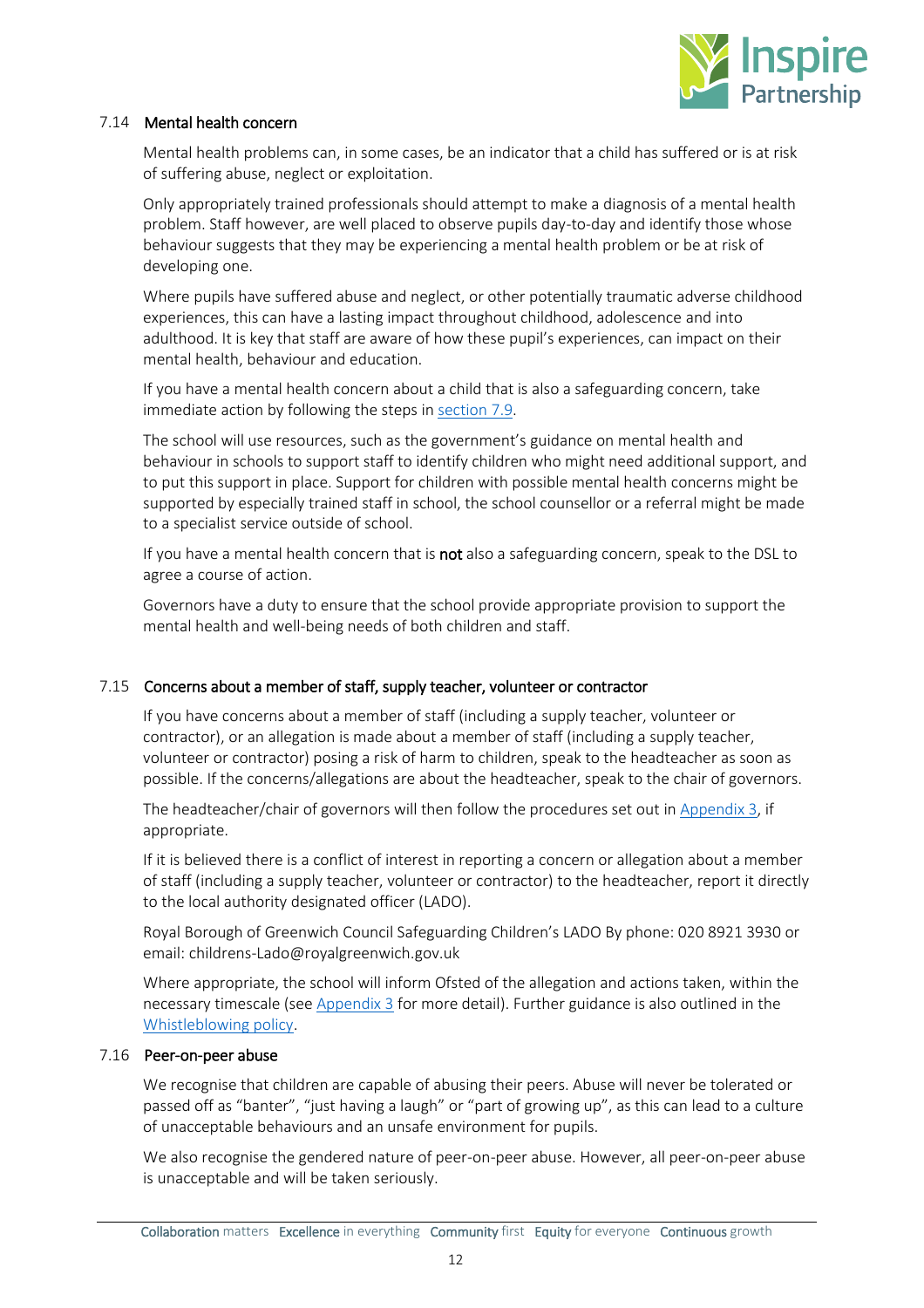### 7.14 Mental health concern

Mental health problems can, in some cases, be an indicator that a child has suffered or is at risk of suffering abuse, neglect or exploitation.

Only appropriately trained professionals should attempt to make a diagnosis of a mental health problem. Staff however, are well placed to observe pupils day-to-day and identify those whose behaviour suggests that they may be experiencing a mental health problem or be at risk of developing one.

Where pupils have suffered abuse and neglect, or other potentially traumatic adverse childhood experiences, this can have a lasting impact throughout childhood, adolescence and into adulthood. It is key that staff are aware of how these pupil's experiences, can impact on their mental health, behaviour and education.

If you have a mental health concern about a child that is also a safeguarding concern, take immediate action by following the steps in section 7.9.

The school will use resources, such as the government's guidance on mental health and behaviour in schools to support staff to identify children who might need additional support, and to put this support in place. Support for children with possible mental health concerns might be supported by especially trained staff in school, the school counsellor or a referral might be made to a specialist service outside of school.

If you have a mental health concern that is **not** also a safeguarding concern, speak to the DSL to agree a course of action.

Governors have a duty to ensure that the school provide appropriate provision to support the mental health and well-being needs of both children and staff.

### 7.15 Concerns about a member of staff, supply teacher, volunteer or contractor

If you have concerns about a member of staff (including a supply teacher, volunteer or contractor), or an allegation is made about a member of staff (including a supply teacher, volunteer or contractor) posing a risk of harm to children, speak to the headteacher as soon as possible. If the concerns/allegations are about the headteacher, speak to the chair of governors.

The headteacher/chair of governors will then follow the procedures set out in Appendix 3, if appropriate.

If it is believed there is a conflict of interest in reporting a concern or allegation about a member of staff (including a supply teacher, volunteer or contractor) to the headteacher, report it directly to the local authority designated officer (LADO).

Royal Borough of Greenwich Council Safeguarding Children's LADO By phone: 020 8921 3930 or email: childrens-Lado@royalgreenwich.gov.uk

Where appropriate, the school will inform Ofsted of the allegation and actions taken, within the necessary timescale (see Appendix 3 for more detail). Further guidance is also outlined in the Whistleblowing policy.

### 7.16 Peer-on-peer abuse

We recognise that children are capable of abusing their peers. Abuse will never be tolerated or passed off as "banter", "just having a laugh" or "part of growing up", as this can lead to a culture of unacceptable behaviours and an unsafe environment for pupils.

We also recognise the gendered nature of peer-on-peer abuse. However, all peer-on-peer abuse is unacceptable and will be taken seriously.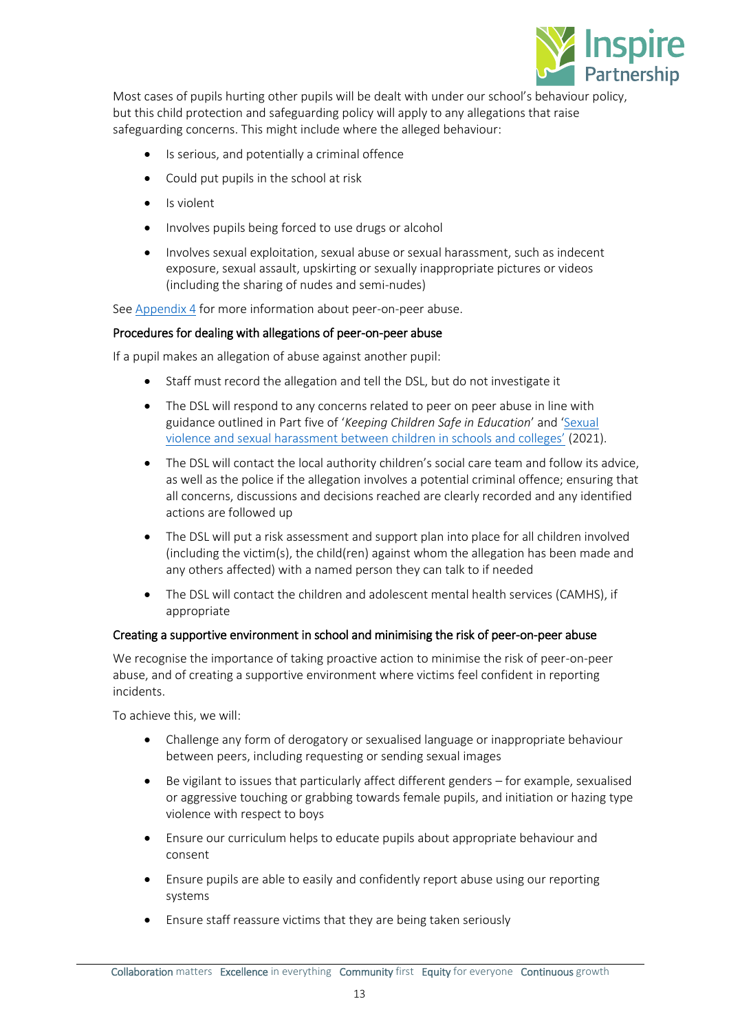Most cases of pupils hurting other pupils will be dealt with under our school's behaviour policy, but this child protection and safeguarding policy will apply to any allegations that raise safeguarding concerns. This might include where the alleged behaviour:

- Is serious, and potentially a criminal offence
- Could put pupils in the school at risk
- Is violent
- Involves pupils being forced to use drugs or alcohol
- Involves sexual exploitation, sexual abuse or sexual harassment, such as indecent exposure, sexual assault, upskirting or sexually inappropriate pictures or videos (including the sharing of nudes and semi-nudes)

See Appendix 4 for more information about peer-on-peer abuse.

### Procedures for dealing with allegations of peer-on-peer abuse

If a pupil makes an allegation of abuse against another pupil:

- Staff must record the allegation and tell the DSL, but do not investigate it
- The DSL will respond to any concerns related to peer on peer abuse in line with guidance outlined in Part five of '*Keeping Children Safe in Education*' and 'Sexual violence and sexual harassment between children in schools and colleges' (2021).
- The DSL will contact the local authority children's social care team and follow its advice, as well as the police if the allegation involves a potential criminal offence; ensuring that all concerns, discussions and decisions reached are clearly recorded and any identified actions are followed up
- The DSL will put a risk assessment and support plan into place for all children involved (including the victim(s), the child(ren) against whom the allegation has been made and any others affected) with a named person they can talk to if needed
- The DSL will contact the children and adolescent mental health services (CAMHS), if appropriate

### Creating a supportive environment in school and minimising the risk of peer-on-peer abuse

We recognise the importance of taking proactive action to minimise the risk of peer-on-peer abuse, and of creating a supportive environment where victims feel confident in reporting incidents.

To achieve this, we will:

- Challenge any form of derogatory or sexualised language or inappropriate behaviour between peers, including requesting or sending sexual images
- Be vigilant to issues that particularly affect different genders – for example, sexualised or aggressive touching or grabbing towards female pupils, and initiation or hazing type violence with respect to boys
- Ensure our curriculum helps to educate pupils about appropriate behaviour and consent
- Ensure pupils are able to easily and confidently report abuse using our reporting systems
- Ensure staff reassure victims that they are being taken seriously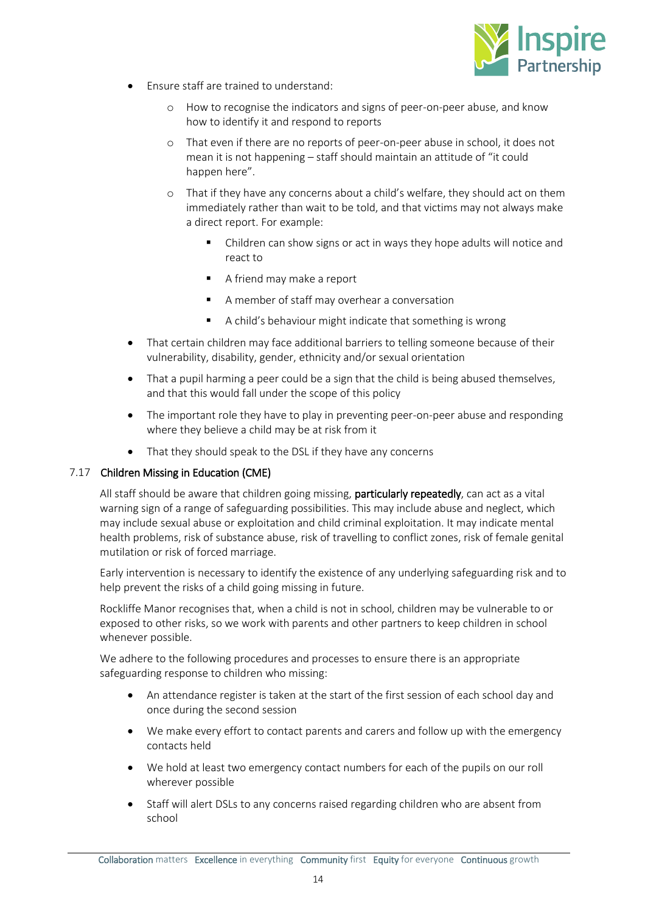- Ensure staff are trained to understand:
    - How to recognise the indicators and signs of peer-on-peer abuse, and know how to identify it and respond to reports
    - That even if there are no reports of peer-on-peer abuse in school, it does not mean it is not happening – staff should maintain an attitude of "it could happen here".
    - That if they have any concerns about a child's welfare, they should act on them immediately rather than wait to be told, and that victims may not always make a direct report. For example:
        - Children can show signs or act in ways they hope adults will notice and react to
        - A friend may make a report
        - A member of staff may overhear a conversation
        - A child's behaviour might indicate that something is wrong
- That certain children may face additional barriers to telling someone because of their vulnerability, disability, gender, ethnicity and/or sexual orientation
- That a pupil harming a peer could be a sign that the child is being abused themselves, and that this would fall under the scope of this policy
- The important role they have to play in preventing peer-on-peer abuse and responding where they believe a child may be at risk from it
- That they should speak to the DSL if they have any concerns

### 7.17 Children Missing in Education (CME)

All staff should be aware that children going missing, **particularly repeatedly**, can act as a vital warning sign of a range of safeguarding possibilities. This may include abuse and neglect, which may include sexual abuse or exploitation and child criminal exploitation. It may indicate mental health problems, risk of substance abuse, risk of travelling to conflict zones, risk of female genital mutilation or risk of forced marriage.

Early intervention is necessary to identify the existence of any underlying safeguarding risk and to help prevent the risks of a child going missing in future.

Rockliffe Manor recognises that, when a child is not in school, children may be vulnerable to or exposed to other risks, so we work with parents and other partners to keep children in school whenever possible.

We adhere to the following procedures and processes to ensure there is an appropriate safeguarding response to children who missing:

- An attendance register is taken at the start of the first session of each school day and once during the second session
- We make every effort to contact parents and carers and follow up with the emergency contacts held
- We hold at least two emergency contact numbers for each of the pupils on our roll wherever possible
- Staff will alert DSLs to any concerns raised regarding children who are absent from school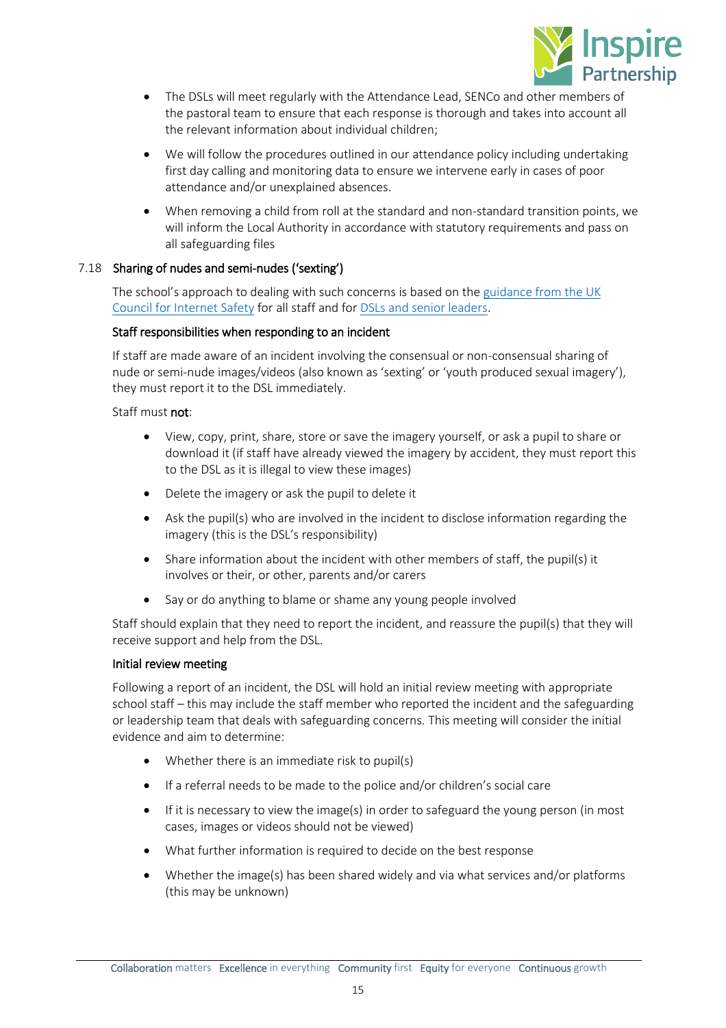- The DSLs will meet regularly with the Attendance Lead, SENCo and other members of the pastoral team to ensure that each response is thorough and takes into account all the relevant information about individual children;
- We will follow the procedures outlined in our attendance policy including undertaking first day calling and monitoring data to ensure we intervene early in cases of poor attendance and/or unexplained absences.
- When removing a child from roll at the standard and non-standard transition points, we will inform the Local Authority in accordance with statutory requirements and pass on all safeguarding files

### 7.18 Sharing of nudes and semi-nudes ('sexting')

The school's approach to dealing with such concerns is based on the [guidance from the UK Council for Internet Safety](#) for all staff and for [DSLs and senior leaders](#).

#### Staff responsibilities when responding to an incident

If staff are made aware of an incident involving the consensual or non-consensual sharing of nude or semi-nude images/videos (also known as 'sexting' or 'youth produced sexual imagery'), they must report it to the DSL immediately.

Staff must **not**:

- View, copy, print, share, store or save the imagery yourself, or ask a pupil to share or download it (if staff have already viewed the imagery by accident, they must report this to the DSL as it is illegal to view these images)
- Delete the imagery or ask the pupil to delete it
- Ask the pupil(s) who are involved in the incident to disclose information regarding the imagery (this is the DSL's responsibility)
- Share information about the incident with other members of staff, the pupil(s) it involves or their, or other, parents and/or carers
- Say or do anything to blame or shame any young people involved

Staff should explain that they need to report the incident, and reassure the pupil(s) that they will receive support and help from the DSL.

#### Initial review meeting

Following a report of an incident, the DSL will hold an initial review meeting with appropriate school staff – this may include the staff member who reported the incident and the safeguarding or leadership team that deals with safeguarding concerns. This meeting will consider the initial evidence and aim to determine:

- Whether there is an immediate risk to pupil(s)
- If a referral needs to be made to the police and/or children's social care
- If it is necessary to view the image(s) in order to safeguard the young person (in most cases, images or videos should not be viewed)
- What further information is required to decide on the best response
- Whether the image(s) has been shared widely and via what services and/or platforms (this may be unknown)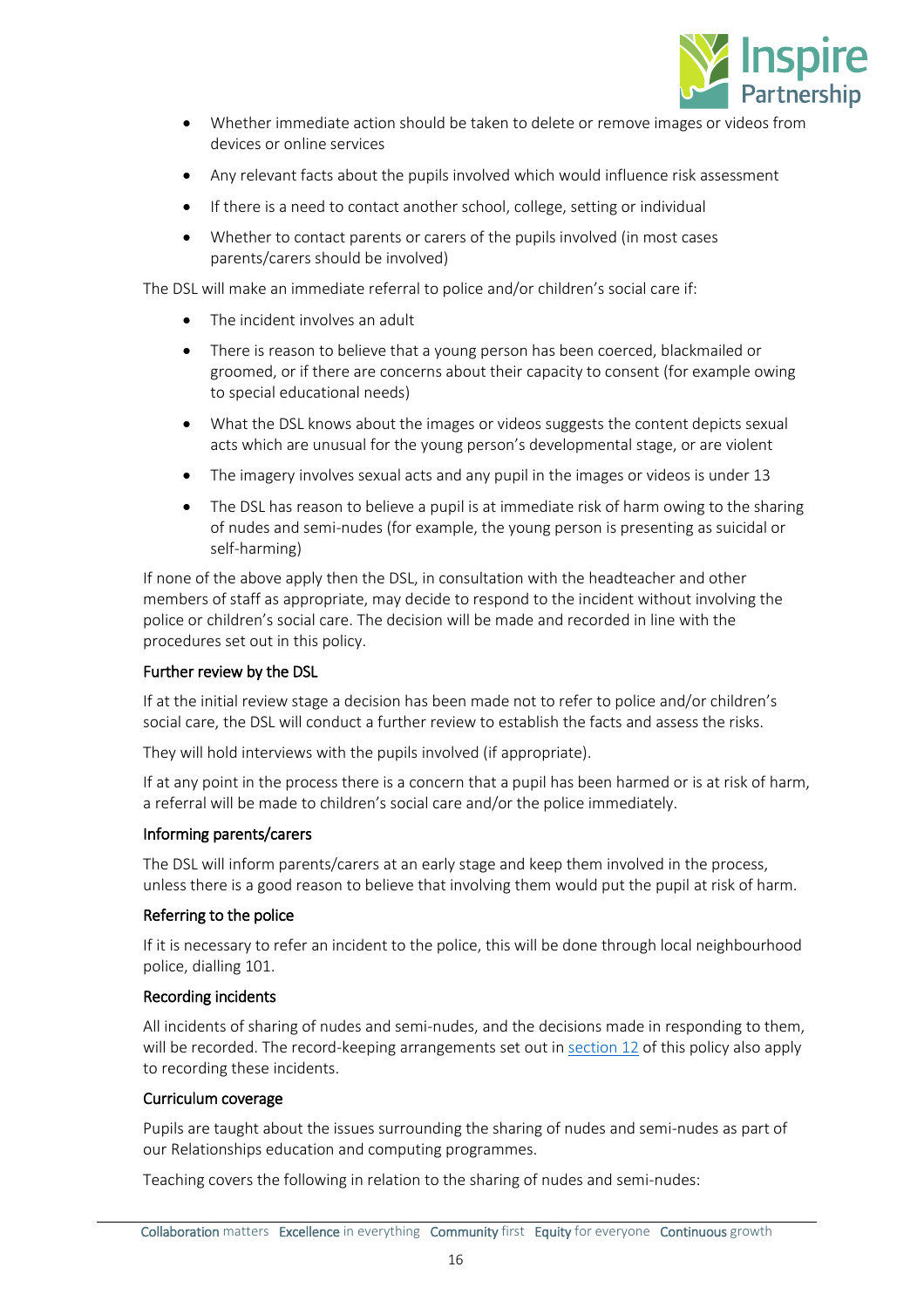- Whether immediate action should be taken to delete or remove images or videos from devices or online services
- Any relevant facts about the pupils involved which would influence risk assessment
- If there is a need to contact another school, college, setting or individual
- Whether to contact parents or carers of the pupils involved (in most cases parents/carers should be involved)

The DSL will make an immediate referral to police and/or children's social care if:

- The incident involves an adult
- There is reason to believe that a young person has been coerced, blackmailed or groomed, or if there are concerns about their capacity to consent (for example owing to special educational needs)
- What the DSL knows about the images or videos suggests the content depicts sexual acts which are unusual for the young person's developmental stage, or are violent
- The imagery involves sexual acts and any pupil in the images or videos is under 13
- The DSL has reason to believe a pupil is at immediate risk of harm owing to the sharing of nudes and semi-nudes (for example, the young person is presenting as suicidal or self-harming)

If none of the above apply then the DSL, in consultation with the headteacher and other members of staff as appropriate, may decide to respond to the incident without involving the police or children's social care. The decision will be made and recorded in line with the procedures set out in this policy.

#### Further review by the DSL

If at the initial review stage a decision has been made not to refer to police and/or children's social care, the DSL will conduct a further review to establish the facts and assess the risks.

They will hold interviews with the pupils involved (if appropriate).

If at any point in the process there is a concern that a pupil has been harmed or is at risk of harm, a referral will be made to children's social care and/or the police immediately.

#### Informing parents/carers

The DSL will inform parents/carers at an early stage and keep them involved in the process, unless there is a good reason to believe that involving them would put the pupil at risk of harm.

#### Referring to the police

If it is necessary to refer an incident to the police, this will be done through local neighbourhood police, dialling 101.

#### Recording incidents

All incidents of sharing of nudes and semi-nudes, and the decisions made in responding to them, will be recorded. The record-keeping arrangements set out in section 12 of this policy also apply to recording these incidents.

#### Curriculum coverage

Pupils are taught about the issues surrounding the sharing of nudes and semi-nudes as part of our Relationships education and computing programmes.

Teaching covers the following in relation to the sharing of nudes and semi-nudes: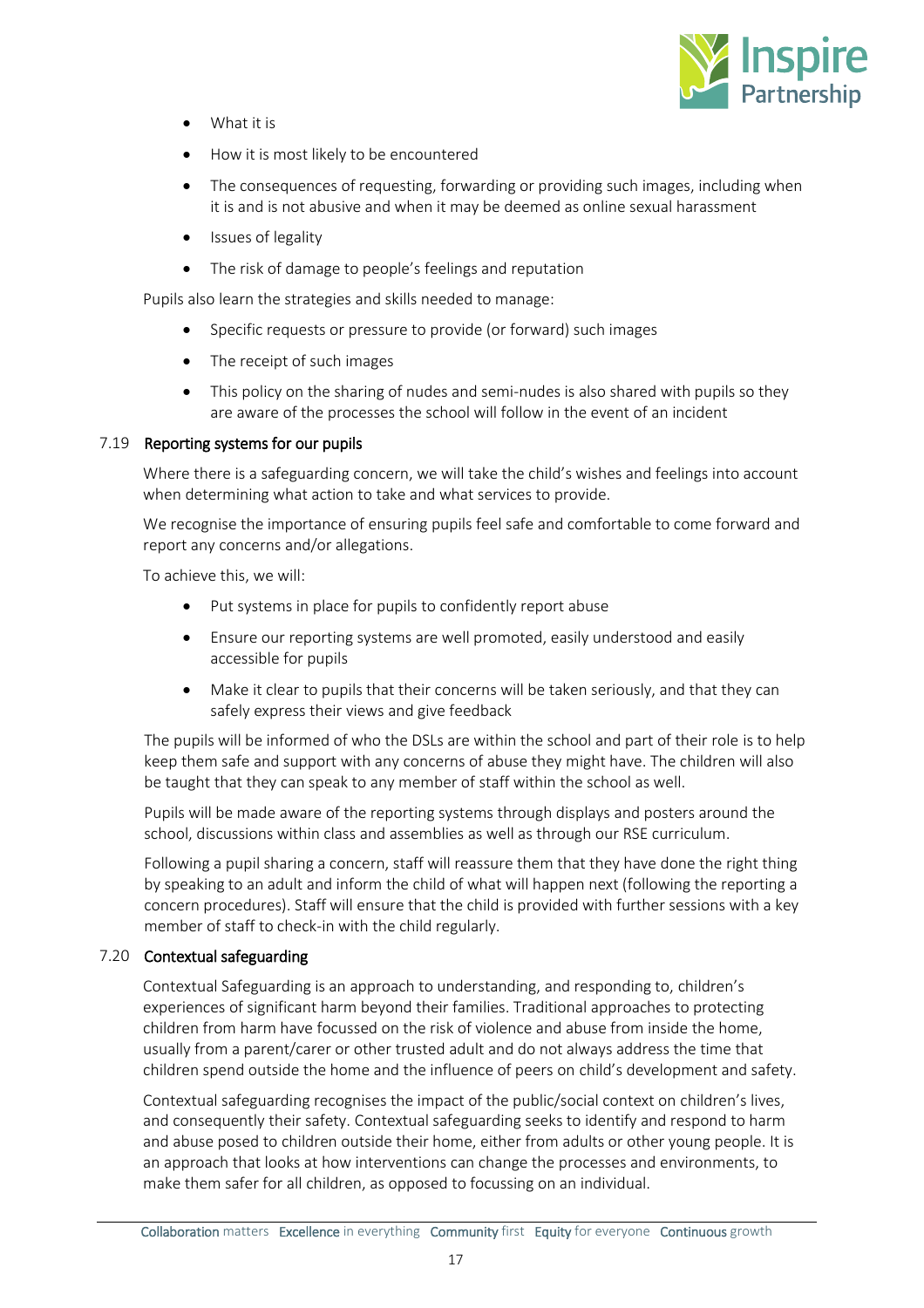- What it is
- How it is most likely to be encountered
- The consequences of requesting, forwarding or providing such images, including when it is and is not abusive and when it may be deemed as online sexual harassment
- Issues of legality
- The risk of damage to people's feelings and reputation

Pupils also learn the strategies and skills needed to manage:

- Specific requests or pressure to provide (or forward) such images
- The receipt of such images
- This policy on the sharing of nudes and semi-nudes is also shared with pupils so they are aware of the processes the school will follow in the event of an incident

### 7.19 Reporting systems for our pupils

Where there is a safeguarding concern, we will take the child's wishes and feelings into account when determining what action to take and what services to provide.

We recognise the importance of ensuring pupils feel safe and comfortable to come forward and report any concerns and/or allegations.

To achieve this, we will:

- Put systems in place for pupils to confidently report abuse
- Ensure our reporting systems are well promoted, easily understood and easily accessible for pupils
- Make it clear to pupils that their concerns will be taken seriously, and that they can safely express their views and give feedback

The pupils will be informed of who the DSLs are within the school and part of their role is to help keep them safe and support with any concerns of abuse they might have. The children will also be taught that they can speak to any member of staff within the school as well.

Pupils will be made aware of the reporting systems through displays and posters around the school, discussions within class and assemblies as well as through our RSE curriculum.

Following a pupil sharing a concern, staff will reassure them that they have done the right thing by speaking to an adult and inform the child of what will happen next (following the reporting a concern procedures). Staff will ensure that the child is provided with further sessions with a key member of staff to check-in with the child regularly.

### 7.20 Contextual safeguarding

Contextual Safeguarding is an approach to understanding, and responding to, children's experiences of significant harm beyond their families. Traditional approaches to protecting children from harm have focussed on the risk of violence and abuse from inside the home, usually from a parent/carer or other trusted adult and do not always address the time that children spend outside the home and the influence of peers on child's development and safety.

Contextual safeguarding recognises the impact of the public/social context on children's lives, and consequently their safety. Contextual safeguarding seeks to identify and respond to harm and abuse posed to children outside their home, either from adults or other young people. It is an approach that looks at how interventions can change the processes and environments, to make them safer for all children, as opposed to focussing on an individual.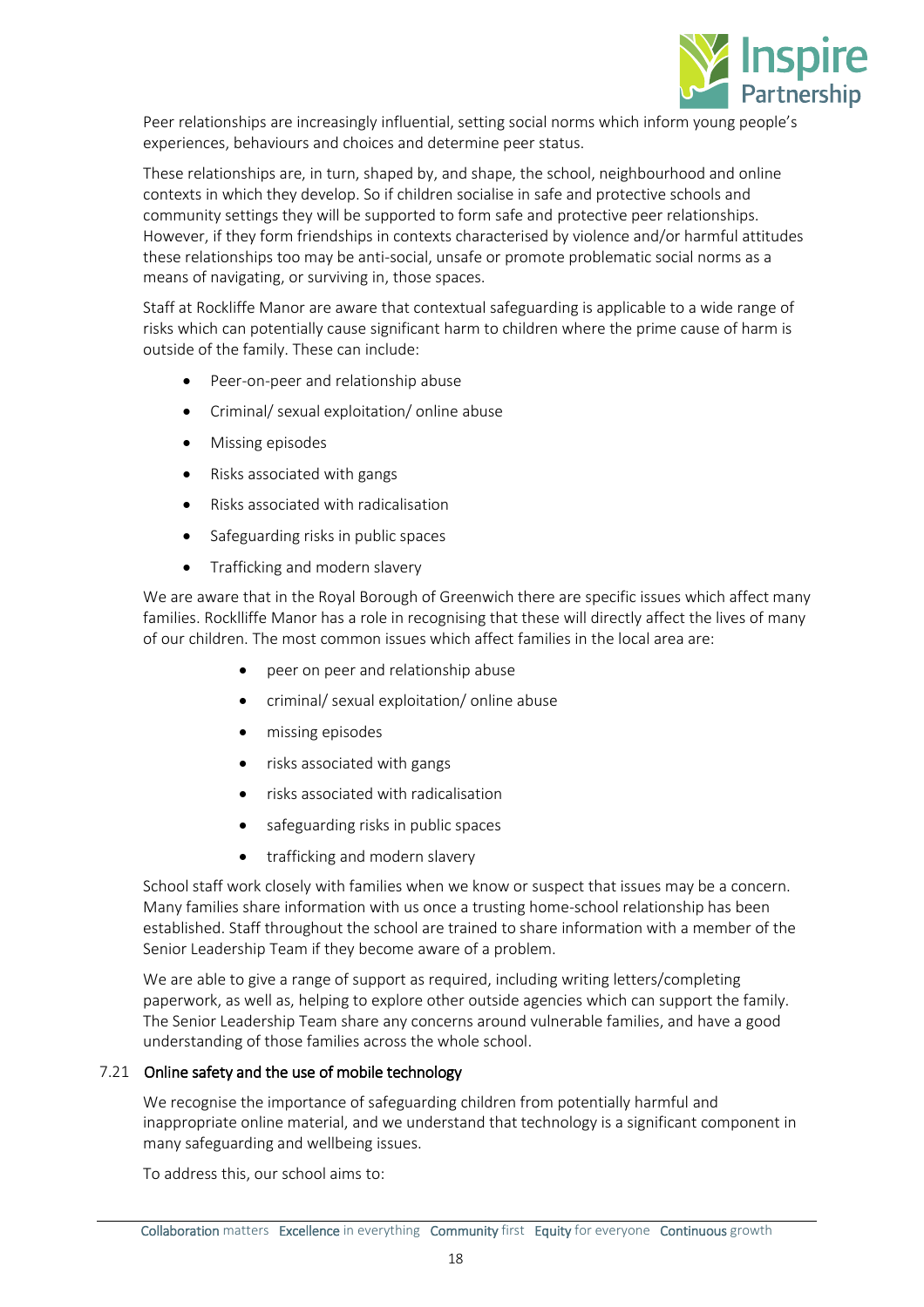Peer relationships are increasingly influential, setting social norms which inform young people's experiences, behaviours and choices and determine peer status.

These relationships are, in turn, shaped by, and shape, the school, neighbourhood and online contexts in which they develop. So if children socialise in safe and protective schools and community settings they will be supported to form safe and protective peer relationships. However, if they form friendships in contexts characterised by violence and/or harmful attitudes these relationships too may be anti-social, unsafe or promote problematic social norms as a means of navigating, or surviving in, those spaces.

Staff at Rockliffe Manor are aware that contextual safeguarding is applicable to a wide range of risks which can potentially cause significant harm to children where the prime cause of harm is outside of the family. These can include:

- Peer-on-peer and relationship abuse
- Criminal/ sexual exploitation/ online abuse
- Missing episodes
- Risks associated with gangs
- Risks associated with radicalisation
- Safeguarding risks in public spaces
- Trafficking and modern slavery

We are aware that in the Royal Borough of Greenwich there are specific issues which affect many families. Rocklliffe Manor has a role in recognising that these will directly affect the lives of many of our children. The most common issues which affect families in the local area are:

- peer on peer and relationship abuse
- criminal/ sexual exploitation/ online abuse
- missing episodes
- risks associated with gangs
- risks associated with radicalisation
- safeguarding risks in public spaces
- trafficking and modern slavery

School staff work closely with families when we know or suspect that issues may be a concern. Many families share information with us once a trusting home-school relationship has been established. Staff throughout the school are trained to share information with a member of the Senior Leadership Team if they become aware of a problem.

We are able to give a range of support as required, including writing letters/completing paperwork, as well as, helping to explore other outside agencies which can support the family. The Senior Leadership Team share any concerns around vulnerable families, and have a good understanding of those families across the whole school.

### 7.21 Online safety and the use of mobile technology

We recognise the importance of safeguarding children from potentially harmful and inappropriate online material, and we understand that technology is a significant component in many safeguarding and wellbeing issues.

To address this, our school aims to: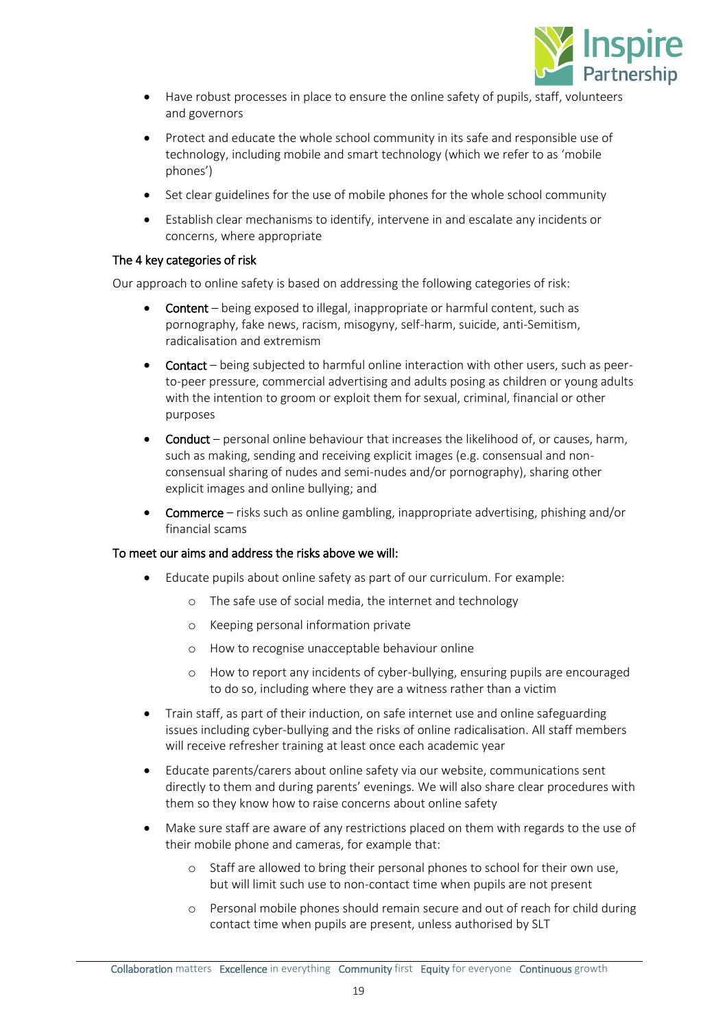- Have robust processes in place to ensure the online safety of pupils, staff, volunteers and governors
- Protect and educate the whole school community in its safe and responsible use of technology, including mobile and smart technology (which we refer to as 'mobile phones')
- Set clear guidelines for the use of mobile phones for the whole school community
- Establish clear mechanisms to identify, intervene in and escalate any incidents or concerns, where appropriate

### The 4 key categories of risk

Our approach to online safety is based on addressing the following categories of risk:

- **Content** – being exposed to illegal, inappropriate or harmful content, such as pornography, fake news, racism, misogyny, self-harm, suicide, anti-Semitism, radicalisation and extremism
- **Contact** – being subjected to harmful online interaction with other users, such as peer-to-peer pressure, commercial advertising and adults posing as children or young adults with the intention to groom or exploit them for sexual, criminal, financial or other purposes
- **Conduct** – personal online behaviour that increases the likelihood of, or causes, harm, such as making, sending and receiving explicit images (e.g. consensual and non-consensual sharing of nudes and semi-nudes and/or pornography), sharing other explicit images and online bullying; and
- **Commerce** – risks such as online gambling, inappropriate advertising, phishing and/or financial scams

### To meet our aims and address the risks above we will:

- Educate pupils about online safety as part of our curriculum. For example:
  - The safe use of social media, the internet and technology
  - Keeping personal information private
  - How to recognise unacceptable behaviour online
  - How to report any incidents of cyber-bullying, ensuring pupils are encouraged to do so, including where they are a witness rather than a victim
- Train staff, as part of their induction, on safe internet use and online safeguarding issues including cyber-bullying and the risks of online radicalisation. All staff members will receive refresher training at least once each academic year
- Educate parents/carers about online safety via our website, communications sent directly to them and during parents' evenings. We will also share clear procedures with them so they know how to raise concerns about online safety
- Make sure staff are aware of any restrictions placed on them with regards to the use of their mobile phone and cameras, for example that:
  - Staff are allowed to bring their personal phones to school for their own use, but will limit such use to non-contact time when pupils are not present
  - Personal mobile phones should remain secure and out of reach for child during contact time when pupils are present, unless authorised by SLT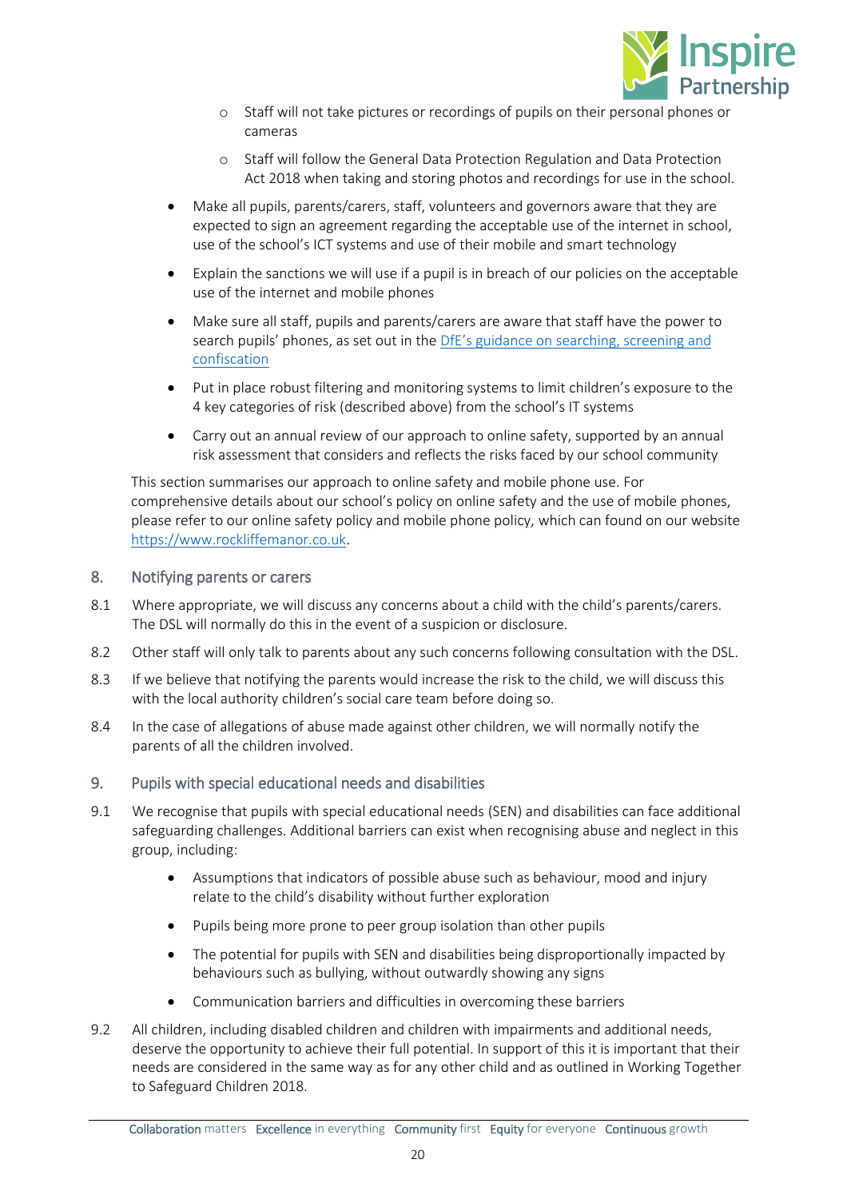- Staff will not take pictures or recordings of pupils on their personal phones or cameras
  - Staff will follow the General Data Protection Regulation and Data Protection Act 2018 when taking and storing photos and recordings for use in the school.

- Make all pupils, parents/carers, staff, volunteers and governors aware that they are expected to sign an agreement regarding the acceptable use of the internet in school, use of the school's ICT systems and use of their mobile and smart technology
- Explain the sanctions we will use if a pupil is in breach of our policies on the acceptable use of the internet and mobile phones
- Make sure all staff, pupils and parents/carers are aware that staff have the power to search pupils' phones, as set out in the [DfE's guidance on searching, screening and confiscation](#)
- Put in place robust filtering and monitoring systems to limit children's exposure to the 4 key categories of risk (described above) from the school's IT systems
- Carry out an annual review of our approach to online safety, supported by an annual risk assessment that considers and reflects the risks faced by our school community

This section summarises our approach to online safety and mobile phone use. For comprehensive details about our school's policy on online safety and the use of mobile phones, please refer to our online safety policy and mobile phone policy, which can found on our website [https://www.rockliffemanor.co.uk](https://www.rockliffemanor.co.uk).

## 8. Notifying parents or carers

8.1 Where appropriate, we will discuss any concerns about a child with the child's parents/carers. The DSL will normally do this in the event of a suspicion or disclosure.

8.2 Other staff will only talk to parents about any such concerns following consultation with the DSL.

8.3 If we believe that notifying the parents would increase the risk to the child, we will discuss this with the local authority children's social care team before doing so.

8.4 In the case of allegations of abuse made against other children, we will normally notify the parents of all the children involved.

## 9. Pupils with special educational needs and disabilities

9.1 We recognise that pupils with special educational needs (SEN) and disabilities can face additional safeguarding challenges. Additional barriers can exist when recognising abuse and neglect in this group, including:

- Assumptions that indicators of possible abuse such as behaviour, mood and injury relate to the child's disability without further exploration
- Pupils being more prone to peer group isolation than other pupils
- The potential for pupils with SEN and disabilities being disproportionally impacted by behaviours such as bullying, without outwardly showing any signs
- Communication barriers and difficulties in overcoming these barriers

9.2 All children, including disabled children and children with impairments and additional needs, deserve the opportunity to achieve their full potential. In support of this it is important that their needs are considered in the same way as for any other child and as outlined in Working Together to Safeguard Children 2018.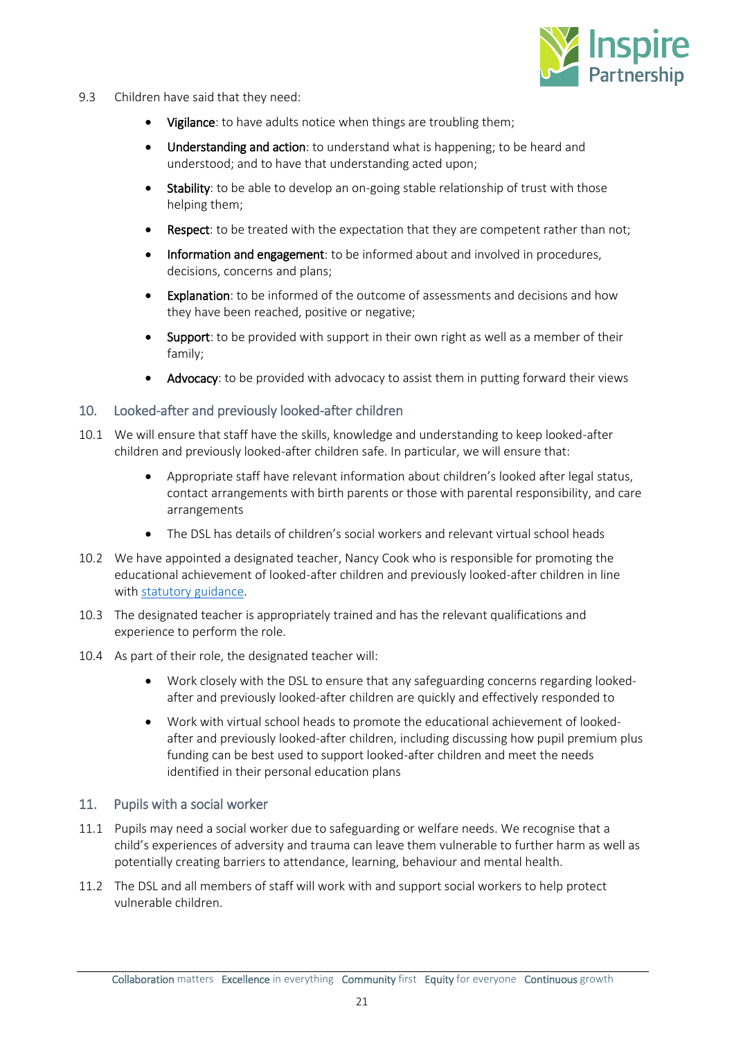9.3 Children have said that they need:

- **Vigilance**: to have adults notice when things are troubling them;
- **Understanding and action**: to understand what is happening; to be heard and understood; and to have that understanding acted upon;
- **Stability**: to be able to develop an on-going stable relationship of trust with those helping them;
- **Respect**: to be treated with the expectation that they are competent rather than not;
- **Information and engagement**: to be informed about and involved in procedures, decisions, concerns and plans;
- **Explanation**: to be informed of the outcome of assessments and decisions and how they have been reached, positive or negative;
- **Support**: to be provided with support in their own right as well as a member of their family;
- **Advocacy**: to be provided with advocacy to assist them in putting forward their views

## 10. Looked-after and previously looked-after children

10.1 We will ensure that staff have the skills, knowledge and understanding to keep looked-after children and previously looked-after children safe. In particular, we will ensure that:

- Appropriate staff have relevant information about children's looked after legal status, contact arrangements with birth parents or those with parental responsibility, and care arrangements
- The DSL has details of children's social workers and relevant virtual school heads

10.2 We have appointed a designated teacher, Nancy Cook who is responsible for promoting the educational achievement of looked-after children and previously looked-after children in line with statutory guidance.

10.3 The designated teacher is appropriately trained and has the relevant qualifications and experience to perform the role.

10.4 As part of their role, the designated teacher will:

- Work closely with the DSL to ensure that any safeguarding concerns regarding looked-after and previously looked-after children are quickly and effectively responded to
- Work with virtual school heads to promote the educational achievement of looked-after and previously looked-after children, including discussing how pupil premium plus funding can be best used to support looked-after children and meet the needs identified in their personal education plans

## 11. Pupils with a social worker

11.1 Pupils may need a social worker due to safeguarding or welfare needs. We recognise that a child's experiences of adversity and trauma can leave them vulnerable to further harm as well as potentially creating barriers to attendance, learning, behaviour and mental health.

11.2 The DSL and all members of staff will work with and support social workers to help protect vulnerable children.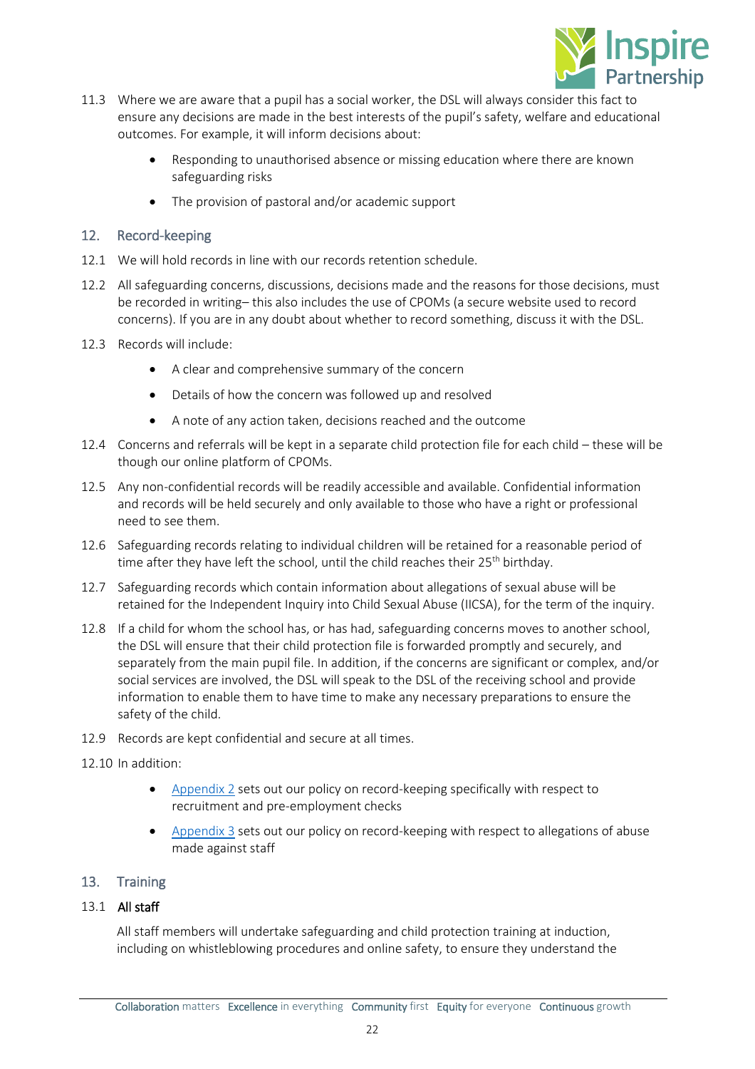11.3 Where we are aware that a pupil has a social worker, the DSL will always consider this fact to ensure any decisions are made in the best interests of the pupil's safety, welfare and educational outcomes. For example, it will inform decisions about:

- Responding to unauthorised absence or missing education where there are known safeguarding risks
- The provision of pastoral and/or academic support

## 12. Record-keeping

12.1 We will hold records in line with our records retention schedule.

12.2 All safeguarding concerns, discussions, decisions made and the reasons for those decisions, must be recorded in writing– this also includes the use of CPOMs (a secure website used to record concerns). If you are in any doubt about whether to record something, discuss it with the DSL.

12.3 Records will include:

- A clear and comprehensive summary of the concern
- Details of how the concern was followed up and resolved
- A note of any action taken, decisions reached and the outcome

12.4 Concerns and referrals will be kept in a separate child protection file for each child – these will be though our online platform of CPOMs.

12.5 Any non-confidential records will be readily accessible and available. Confidential information and records will be held securely and only available to those who have a right or professional need to see them.

12.6 Safeguarding records relating to individual children will be retained for a reasonable period of time after they have left the school, until the child reaches their 25th birthday.

12.7 Safeguarding records which contain information about allegations of sexual abuse will be retained for the Independent Inquiry into Child Sexual Abuse (IICSA), for the term of the inquiry.

12.8 If a child for whom the school has, or has had, safeguarding concerns moves to another school, the DSL will ensure that their child protection file is forwarded promptly and securely, and separately from the main pupil file. In addition, if the concerns are significant or complex, and/or social services are involved, the DSL will speak to the DSL of the receiving school and provide information to enable them to have time to make any necessary preparations to ensure the safety of the child.

12.9 Records are kept confidential and secure at all times.

12.10 In addition:

- Appendix 2 sets out our policy on record-keeping specifically with respect to recruitment and pre-employment checks
- Appendix 3 sets out our policy on record-keeping with respect to allegations of abuse made against staff

## 13. Training

### 13.1 All staff

All staff members will undertake safeguarding and child protection training at induction, including on whistleblowing procedures and online safety, to ensure they understand the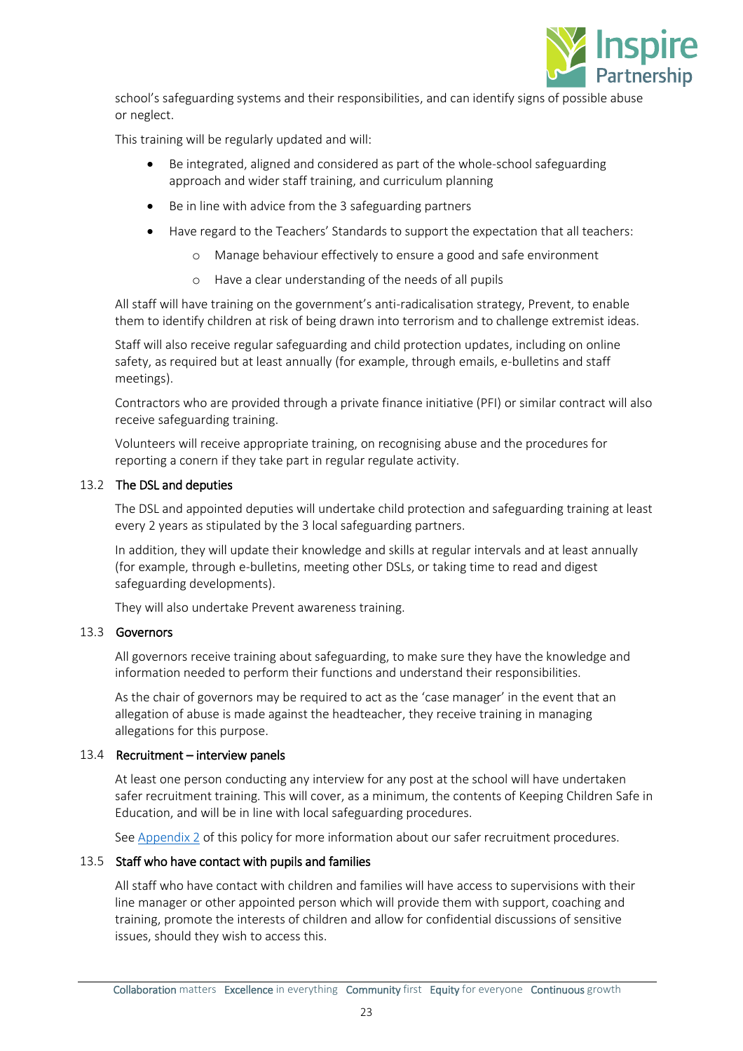school's safeguarding systems and their responsibilities, and can identify signs of possible abuse or neglect.

This training will be regularly updated and will:

- Be integrated, aligned and considered as part of the whole-school safeguarding approach and wider staff training, and curriculum planning
- Be in line with advice from the 3 safeguarding partners
- Have regard to the Teachers' Standards to support the expectation that all teachers:
    - Manage behaviour effectively to ensure a good and safe environment
    - Have a clear understanding of the needs of all pupils

All staff will have training on the government's anti-radicalisation strategy, Prevent, to enable them to identify children at risk of being drawn into terrorism and to challenge extremist ideas.

Staff will also receive regular safeguarding and child protection updates, including on online safety, as required but at least annually (for example, through emails, e-bulletins and staff meetings).

Contractors who are provided through a private finance initiative (PFI) or similar contract will also receive safeguarding training.

Volunteers will receive appropriate training, on recognising abuse and the procedures for reporting a conern if they take part in regular regulate activity.

### 13.2 The DSL and deputies

The DSL and appointed deputies will undertake child protection and safeguarding training at least every 2 years as stipulated by the 3 local safeguarding partners.

In addition, they will update their knowledge and skills at regular intervals and at least annually (for example, through e-bulletins, meeting other DSLs, or taking time to read and digest safeguarding developments).

They will also undertake Prevent awareness training.

### 13.3 Governors

All governors receive training about safeguarding, to make sure they have the knowledge and information needed to perform their functions and understand their responsibilities.

As the chair of governors may be required to act as the 'case manager' in the event that an allegation of abuse is made against the headteacher, they receive training in managing allegations for this purpose.

### 13.4 Recruitment – interview panels

At least one person conducting any interview for any post at the school will have undertaken safer recruitment training. This will cover, as a minimum, the contents of Keeping Children Safe in Education, and will be in line with local safeguarding procedures.

See Appendix 2 of this policy for more information about our safer recruitment procedures.

### 13.5 Staff who have contact with pupils and families

All staff who have contact with children and families will have access to supervisions with their line manager or other appointed person which will provide them with support, coaching and training, promote the interests of children and allow for confidential discussions of sensitive issues, should they wish to access this.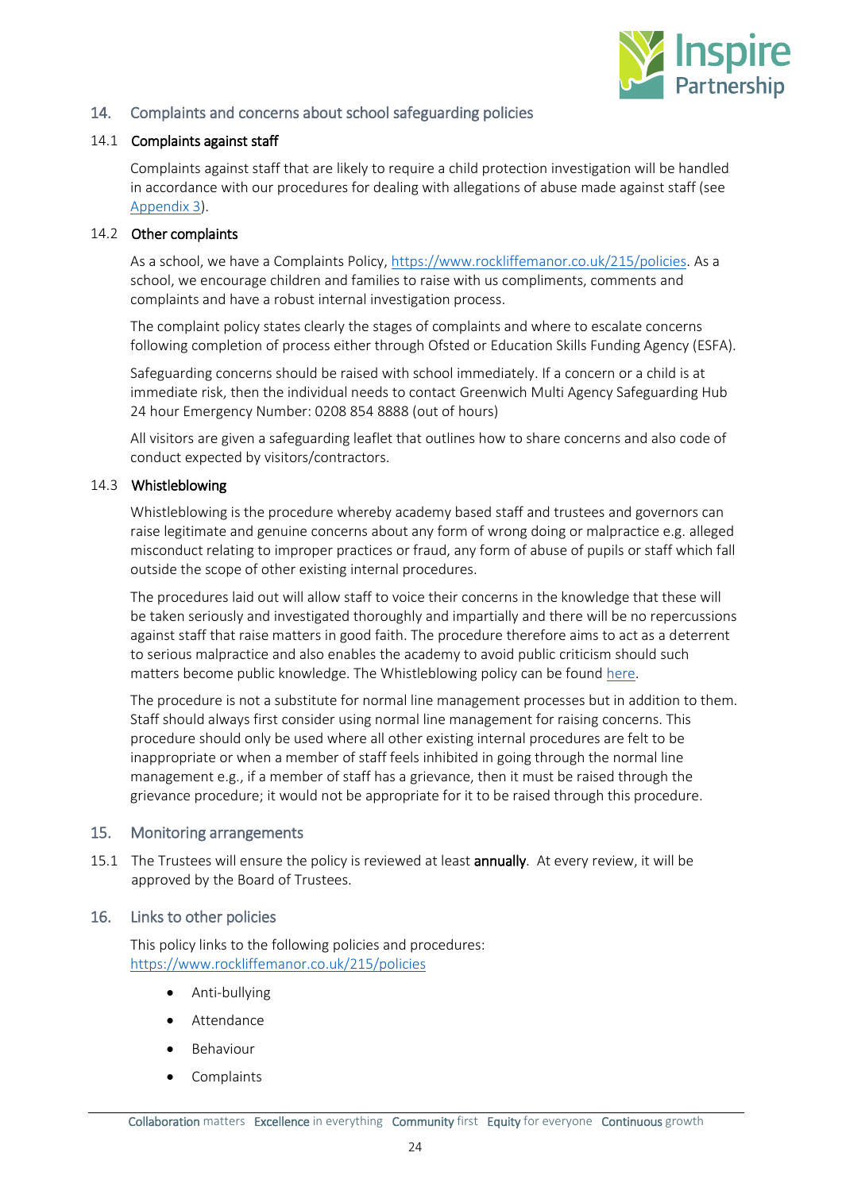## 14. Complaints and concerns about school safeguarding policies

### 14.1 Complaints against staff

Complaints against staff that are likely to require a child protection investigation will be handled in accordance with our procedures for dealing with allegations of abuse made against staff (see Appendix 3).

### 14.2 Other complaints

As a school, we have a Complaints Policy, https://www.rockliffemanor.co.uk/215/policies. As a school, we encourage children and families to raise with us compliments, comments and complaints and have a robust internal investigation process.

The complaint policy states clearly the stages of complaints and where to escalate concerns following completion of process either through Ofsted or Education Skills Funding Agency (ESFA).

Safeguarding concerns should be raised with school immediately. If a concern or a child is at immediate risk, then the individual needs to contact Greenwich Multi Agency Safeguarding Hub 24 hour Emergency Number: 0208 854 8888 (out of hours)

All visitors are given a safeguarding leaflet that outlines how to share concerns and also code of conduct expected by visitors/contractors.

### 14.3 Whistleblowing

Whistleblowing is the procedure whereby academy based staff and trustees and governors can raise legitimate and genuine concerns about any form of wrong doing or malpractice e.g. alleged misconduct relating to improper practices or fraud, any form of abuse of pupils or staff which fall outside the scope of other existing internal procedures.

The procedures laid out will allow staff to voice their concerns in the knowledge that these will be taken seriously and investigated thoroughly and impartially and there will be no repercussions against staff that raise matters in good faith. The procedure therefore aims to act as a deterrent to serious malpractice and also enables the academy to avoid public criticism should such matters become public knowledge. The Whistleblowing policy can be found here.

The procedure is not a substitute for normal line management processes but in addition to them. Staff should always first consider using normal line management for raising concerns. This procedure should only be used where all other existing internal procedures are felt to be inappropriate or when a member of staff feels inhibited in going through the normal line management e.g., if a member of staff has a grievance, then it must be raised through the grievance procedure; it would not be appropriate for it to be raised through this procedure.

## 15. Monitoring arrangements

15.1 The Trustees will ensure the policy is reviewed at least **annually**. At every review, it will be approved by the Board of Trustees.

## 16. Links to other policies

This policy links to the following policies and procedures: https://www.rockliffemanor.co.uk/215/policies

- Anti-bullying
- Attendance
- Behaviour
- Complaints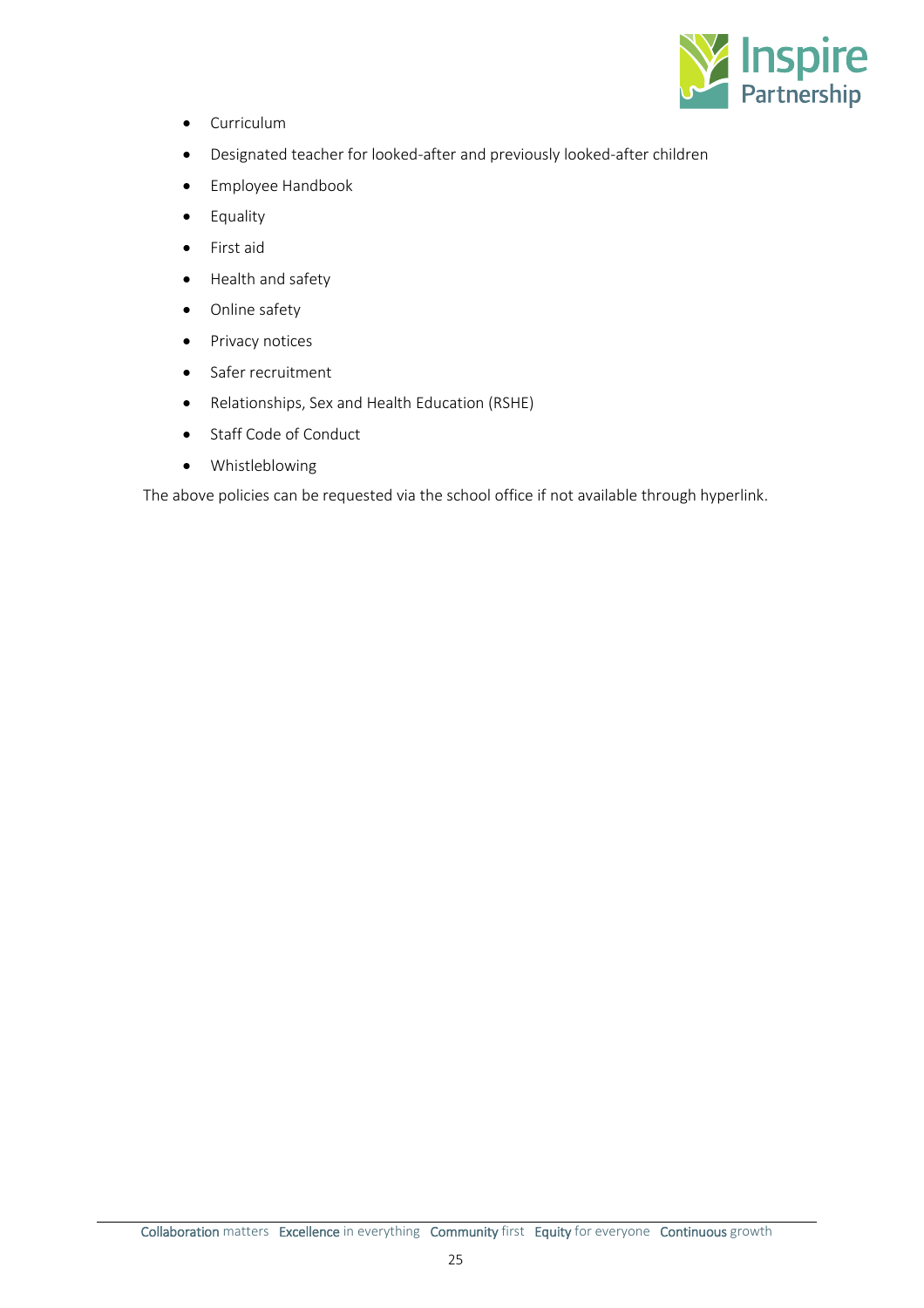- Curriculum
- Designated teacher for looked-after and previously looked-after children
- Employee Handbook
- Equality
- First aid
- Health and safety
- Online safety
- Privacy notices
- Safer recruitment
- Relationships, Sex and Health Education (RSHE)
- Staff Code of Conduct
- Whistleblowing

The above policies can be requested via the school office if not available through hyperlink.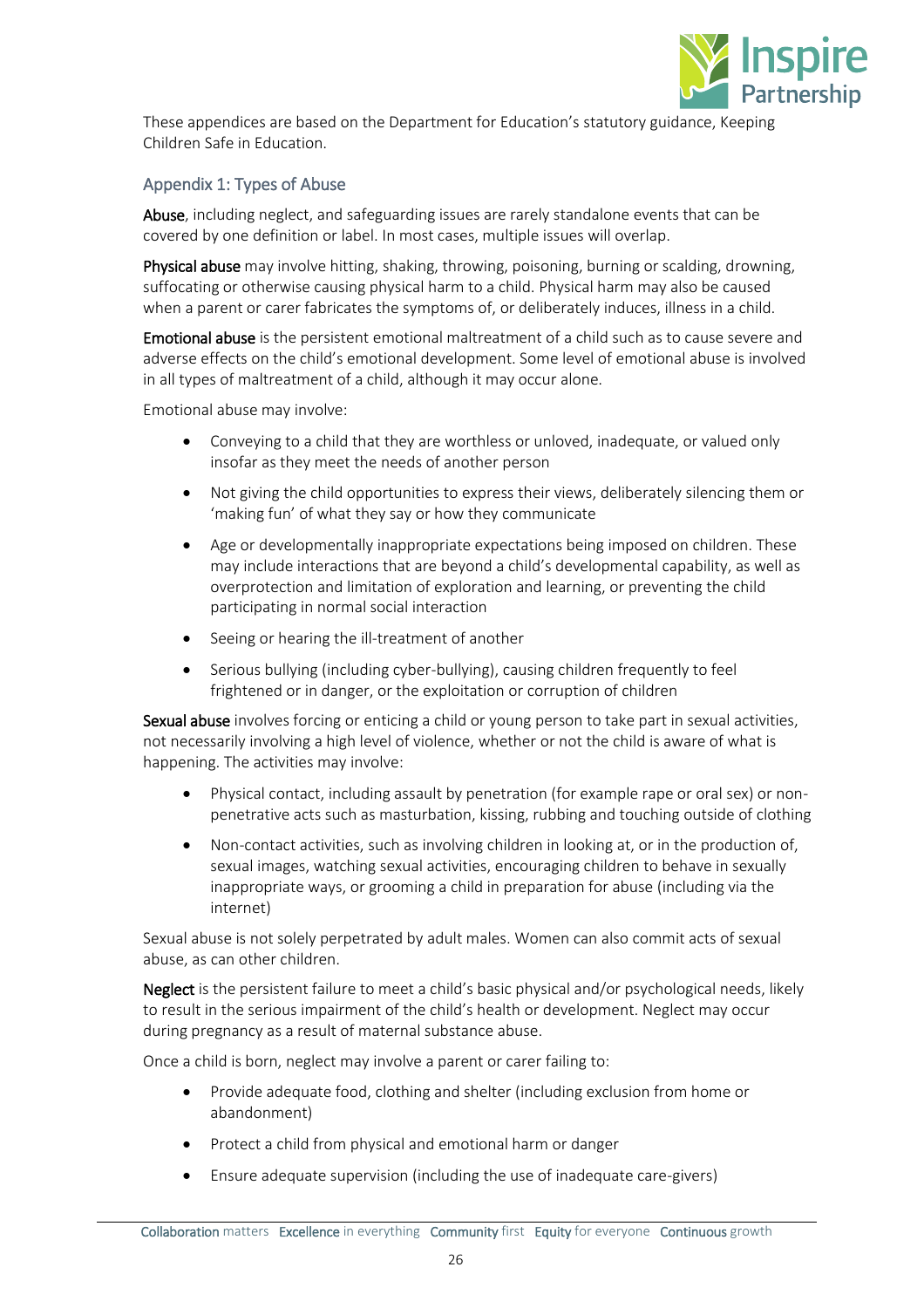These appendices are based on the Department for Education's statutory guidance, Keeping Children Safe in Education.

## Appendix 1: Types of Abuse

**Abuse**, including neglect, and safeguarding issues are rarely standalone events that can be covered by one definition or label. In most cases, multiple issues will overlap.

**Physical abuse** may involve hitting, shaking, throwing, poisoning, burning or scalding, drowning, suffocating or otherwise causing physical harm to a child. Physical harm may also be caused when a parent or carer fabricates the symptoms of, or deliberately induces, illness in a child.

**Emotional abuse** is the persistent emotional maltreatment of a child such as to cause severe and adverse effects on the child's emotional development. Some level of emotional abuse is involved in all types of maltreatment of a child, although it may occur alone.

Emotional abuse may involve:

- Conveying to a child that they are worthless or unloved, inadequate, or valued only insofar as they meet the needs of another person
- Not giving the child opportunities to express their views, deliberately silencing them or 'making fun' of what they say or how they communicate
- Age or developmentally inappropriate expectations being imposed on children. These may include interactions that are beyond a child's developmental capability, as well as overprotection and limitation of exploration and learning, or preventing the child participating in normal social interaction
- Seeing or hearing the ill-treatment of another
- Serious bullying (including cyber-bullying), causing children frequently to feel frightened or in danger, or the exploitation or corruption of children

**Sexual abuse** involves forcing or enticing a child or young person to take part in sexual activities, not necessarily involving a high level of violence, whether or not the child is aware of what is happening. The activities may involve:

- Physical contact, including assault by penetration (for example rape or oral sex) or non-penetrative acts such as masturbation, kissing, rubbing and touching outside of clothing
- Non-contact activities, such as involving children in looking at, or in the production of, sexual images, watching sexual activities, encouraging children to behave in sexually inappropriate ways, or grooming a child in preparation for abuse (including via the internet)

Sexual abuse is not solely perpetrated by adult males. Women can also commit acts of sexual abuse, as can other children.

**Neglect** is the persistent failure to meet a child's basic physical and/or psychological needs, likely to result in the serious impairment of the child's health or development. Neglect may occur during pregnancy as a result of maternal substance abuse.

Once a child is born, neglect may involve a parent or carer failing to:

- Provide adequate food, clothing and shelter (including exclusion from home or abandonment)
- Protect a child from physical and emotional harm or danger
- Ensure adequate supervision (including the use of inadequate care-givers)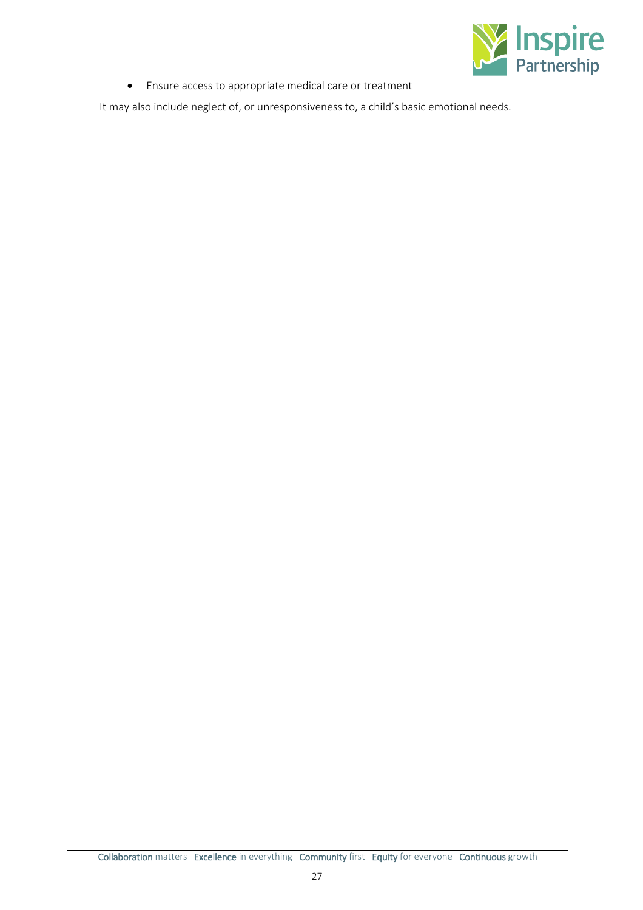- Ensure access to appropriate medical care or treatment

It may also include neglect of, or unresponsiveness to, a child's basic emotional needs.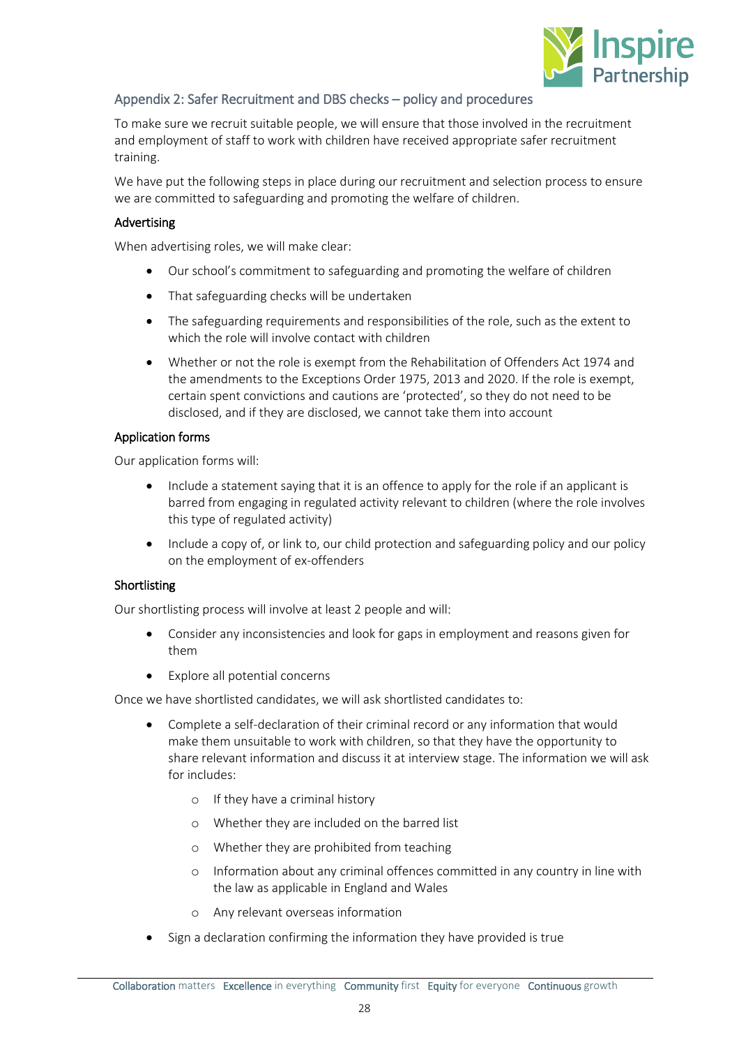## Appendix 2: Safer Recruitment and DBS checks – policy and procedures

To make sure we recruit suitable people, we will ensure that those involved in the recruitment and employment of staff to work with children have received appropriate safer recruitment training.

We have put the following steps in place during our recruitment and selection process to ensure we are committed to safeguarding and promoting the welfare of children.

### Advertising

When advertising roles, we will make clear:

- Our school's commitment to safeguarding and promoting the welfare of children
- That safeguarding checks will be undertaken
- The safeguarding requirements and responsibilities of the role, such as the extent to which the role will involve contact with children
- Whether or not the role is exempt from the Rehabilitation of Offenders Act 1974 and the amendments to the Exceptions Order 1975, 2013 and 2020. If the role is exempt, certain spent convictions and cautions are 'protected', so they do not need to be disclosed, and if they are disclosed, we cannot take them into account

### Application forms

Our application forms will:

- Include a statement saying that it is an offence to apply for the role if an applicant is barred from engaging in regulated activity relevant to children (where the role involves this type of regulated activity)
- Include a copy of, or link to, our child protection and safeguarding policy and our policy on the employment of ex-offenders

### Shortlisting

Our shortlisting process will involve at least 2 people and will:

- Consider any inconsistencies and look for gaps in employment and reasons given for them
- Explore all potential concerns

Once we have shortlisted candidates, we will ask shortlisted candidates to:

- Complete a self-declaration of their criminal record or any information that would make them unsuitable to work with children, so that they have the opportunity to share relevant information and discuss it at interview stage. The information we will ask for includes:
  - If they have a criminal history
  - Whether they are included on the barred list
  - Whether they are prohibited from teaching
  - Information about any criminal offences committed in any country in line with the law as applicable in England and Wales
  - Any relevant overseas information
- Sign a declaration confirming the information they have provided is true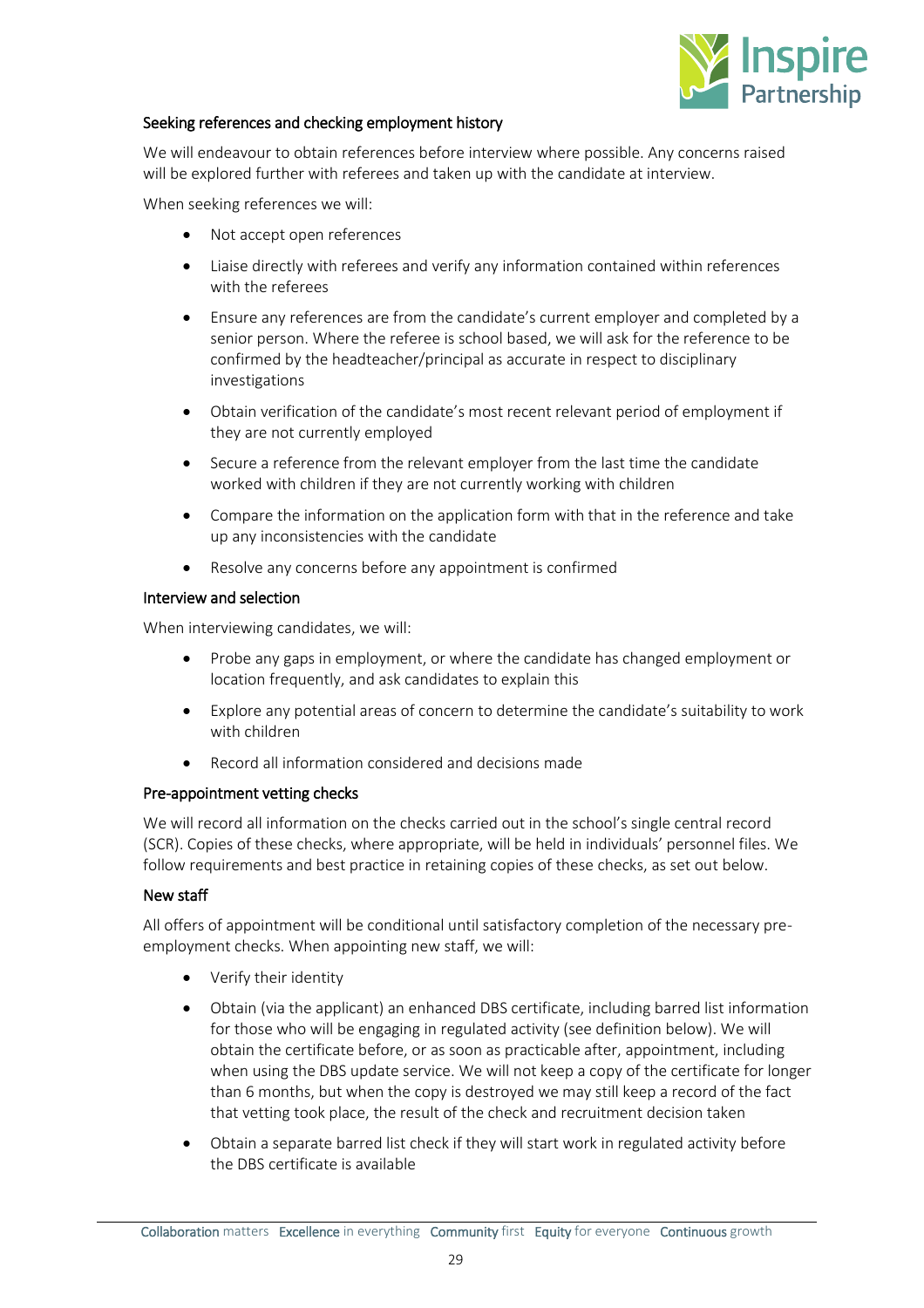### Seeking references and checking employment history

We will endeavour to obtain references before interview where possible. Any concerns raised will be explored further with referees and taken up with the candidate at interview.

When seeking references we will:

- Not accept open references
- Liaise directly with referees and verify any information contained within references with the referees
- Ensure any references are from the candidate's current employer and completed by a senior person. Where the referee is school based, we will ask for the reference to be confirmed by the headteacher/principal as accurate in respect to disciplinary investigations
- Obtain verification of the candidate's most recent relevant period of employment if they are not currently employed
- Secure a reference from the relevant employer from the last time the candidate worked with children if they are not currently working with children
- Compare the information on the application form with that in the reference and take up any inconsistencies with the candidate
- Resolve any concerns before any appointment is confirmed

### Interview and selection

When interviewing candidates, we will:

- Probe any gaps in employment, or where the candidate has changed employment or location frequently, and ask candidates to explain this
- Explore any potential areas of concern to determine the candidate's suitability to work with children
- Record all information considered and decisions made

### Pre-appointment vetting checks

We will record all information on the checks carried out in the school's single central record (SCR). Copies of these checks, where appropriate, will be held in individuals' personnel files. We follow requirements and best practice in retaining copies of these checks, as set out below.

### New staff

All offers of appointment will be conditional until satisfactory completion of the necessary pre-employment checks. When appointing new staff, we will:

- Verify their identity
- Obtain (via the applicant) an enhanced DBS certificate, including barred list information for those who will be engaging in regulated activity (see definition below). We will obtain the certificate before, or as soon as practicable after, appointment, including when using the DBS update service. We will not keep a copy of the certificate for longer than 6 months, but when the copy is destroyed we may still keep a record of the fact that vetting took place, the result of the check and recruitment decision taken
- Obtain a separate barred list check if they will start work in regulated activity before the DBS certificate is available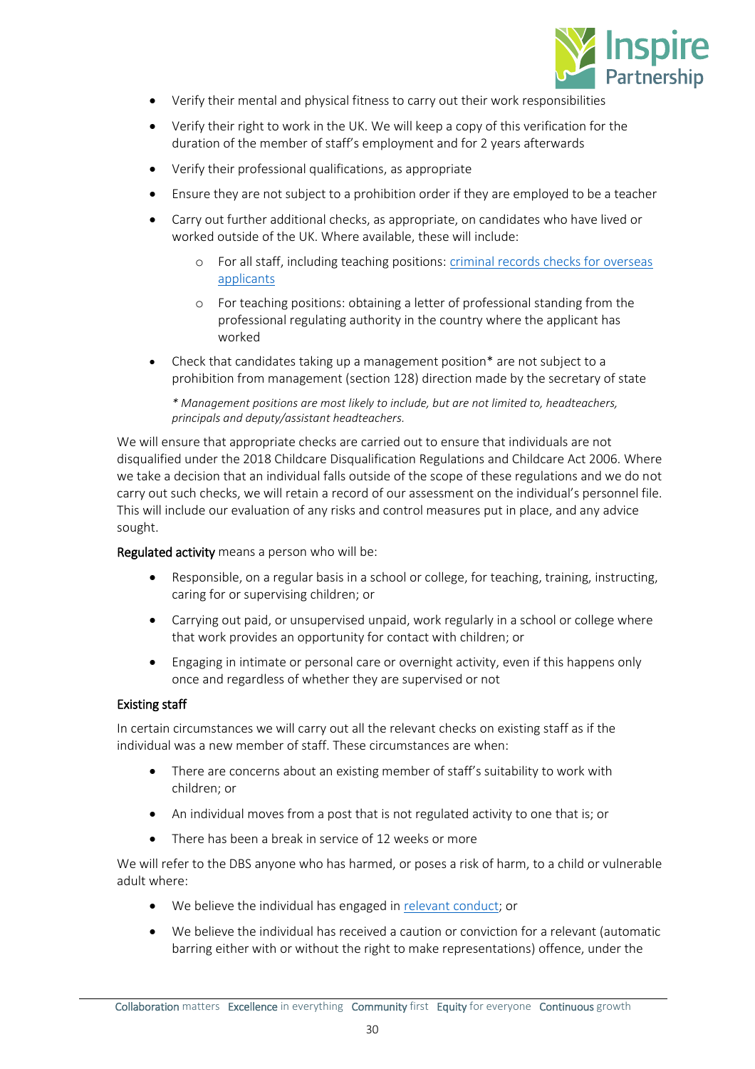- Verify their mental and physical fitness to carry out their work responsibilities
- Verify their right to work in the UK. We will keep a copy of this verification for the duration of the member of staff's employment and for 2 years afterwards
- Verify their professional qualifications, as appropriate
- Ensure they are not subject to a prohibition order if they are employed to be a teacher
- Carry out further additional checks, as appropriate, on candidates who have lived or worked outside of the UK. Where available, these will include:
  - For all staff, including teaching positions: [criminal records checks for overseas applicants]
  - For teaching positions: obtaining a letter of professional standing from the professional regulating authority in the country where the applicant has worked
- Check that candidates taking up a management position* are not subject to a prohibition from management (section 128) direction made by the secretary of state

  *\* Management positions are most likely to include, but are not limited to, headteachers, principals and deputy/assistant headteachers.*

We will ensure that appropriate checks are carried out to ensure that individuals are not disqualified under the 2018 Childcare Disqualification Regulations and Childcare Act 2006. Where we take a decision that an individual falls outside of the scope of these regulations and we do not carry out such checks, we will retain a record of our assessment on the individual's personnel file. This will include our evaluation of any risks and control measures put in place, and any advice sought.

**Regulated activity** means a person who will be:

- Responsible, on a regular basis in a school or college, for teaching, training, instructing, caring for or supervising children; or
- Carrying out paid, or unsupervised unpaid, work regularly in a school or college where that work provides an opportunity for contact with children; or
- Engaging in intimate or personal care or overnight activity, even if this happens only once and regardless of whether they are supervised or not

### Existing staff

In certain circumstances we will carry out all the relevant checks on existing staff as if the individual was a new member of staff. These circumstances are when:

- There are concerns about an existing member of staff's suitability to work with children; or
- An individual moves from a post that is not regulated activity to one that is; or
- There has been a break in service of 12 weeks or more

We will refer to the DBS anyone who has harmed, or poses a risk of harm, to a child or vulnerable adult where:

- We believe the individual has engaged in [relevant conduct]; or
- We believe the individual has received a caution or conviction for a relevant (automatic barring either with or without the right to make representations) offence, under the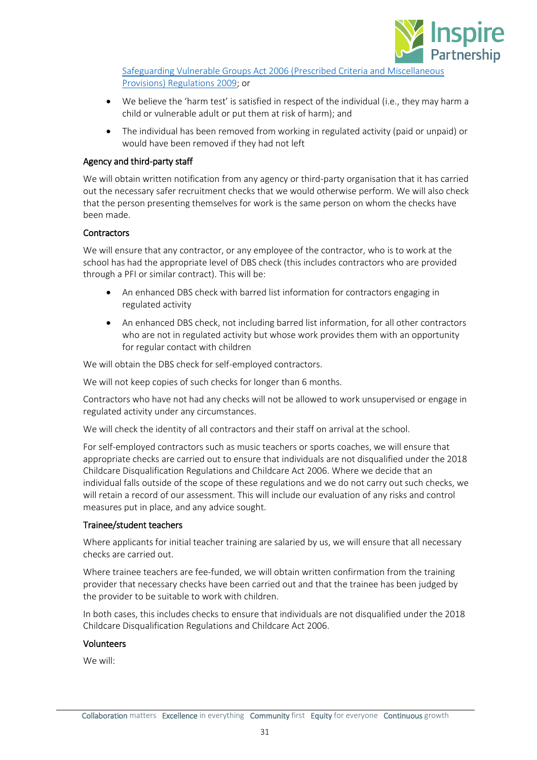[Safeguarding Vulnerable Groups Act 2006 (Prescribed Criteria and Miscellaneous Provisions) Regulations 2009](); or

- We believe the 'harm test' is satisfied in respect of the individual (i.e., they may harm a child or vulnerable adult or put them at risk of harm); and
- The individual has been removed from working in regulated activity (paid or unpaid) or would have been removed if they had not left

### Agency and third-party staff

We will obtain written notification from any agency or third-party organisation that it has carried out the necessary safer recruitment checks that we would otherwise perform. We will also check that the person presenting themselves for work is the same person on whom the checks have been made.

### Contractors

We will ensure that any contractor, or any employee of the contractor, who is to work at the school has had the appropriate level of DBS check (this includes contractors who are provided through a PFI or similar contract). This will be:

- An enhanced DBS check with barred list information for contractors engaging in regulated activity
- An enhanced DBS check, not including barred list information, for all other contractors who are not in regulated activity but whose work provides them with an opportunity for regular contact with children

We will obtain the DBS check for self-employed contractors.

We will not keep copies of such checks for longer than 6 months.

Contractors who have not had any checks will not be allowed to work unsupervised or engage in regulated activity under any circumstances.

We will check the identity of all contractors and their staff on arrival at the school.

For self-employed contractors such as music teachers or sports coaches, we will ensure that appropriate checks are carried out to ensure that individuals are not disqualified under the 2018 Childcare Disqualification Regulations and Childcare Act 2006. Where we decide that an individual falls outside of the scope of these regulations and we do not carry out such checks, we will retain a record of our assessment. This will include our evaluation of any risks and control measures put in place, and any advice sought.

### Trainee/student teachers

Where applicants for initial teacher training are salaried by us, we will ensure that all necessary checks are carried out.

Where trainee teachers are fee-funded, we will obtain written confirmation from the training provider that necessary checks have been carried out and that the trainee has been judged by the provider to be suitable to work with children.

In both cases, this includes checks to ensure that individuals are not disqualified under the 2018 Childcare Disqualification Regulations and Childcare Act 2006.

### Volunteers

We will: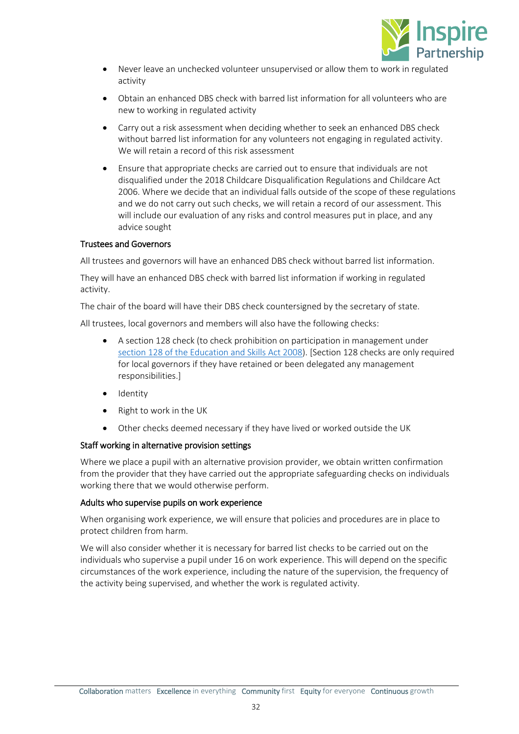- Never leave an unchecked volunteer unsupervised or allow them to work in regulated activity
- Obtain an enhanced DBS check with barred list information for all volunteers who are new to working in regulated activity
- Carry out a risk assessment when deciding whether to seek an enhanced DBS check without barred list information for any volunteers not engaging in regulated activity. We will retain a record of this risk assessment
- Ensure that appropriate checks are carried out to ensure that individuals are not disqualified under the 2018 Childcare Disqualification Regulations and Childcare Act 2006. Where we decide that an individual falls outside of the scope of these regulations and we do not carry out such checks, we will retain a record of our assessment. This will include our evaluation of any risks and control measures put in place, and any advice sought

### Trustees and Governors

All trustees and governors will have an enhanced DBS check without barred list information.

They will have an enhanced DBS check with barred list information if working in regulated activity.

The chair of the board will have their DBS check countersigned by the secretary of state.

All trustees, local governors and members will also have the following checks:

- A section 128 check (to check prohibition on participation in management under section 128 of the Education and Skills Act 2008). [Section 128 checks are only required for local governors if they have retained or been delegated any management responsibilities.]
- Identity
- Right to work in the UK
- Other checks deemed necessary if they have lived or worked outside the UK

### Staff working in alternative provision settings

Where we place a pupil with an alternative provision provider, we obtain written confirmation from the provider that they have carried out the appropriate safeguarding checks on individuals working there that we would otherwise perform.

### Adults who supervise pupils on work experience

When organising work experience, we will ensure that policies and procedures are in place to protect children from harm.

We will also consider whether it is necessary for barred list checks to be carried out on the individuals who supervise a pupil under 16 on work experience. This will depend on the specific circumstances of the work experience, including the nature of the supervision, the frequency of the activity being supervised, and whether the work is regulated activity.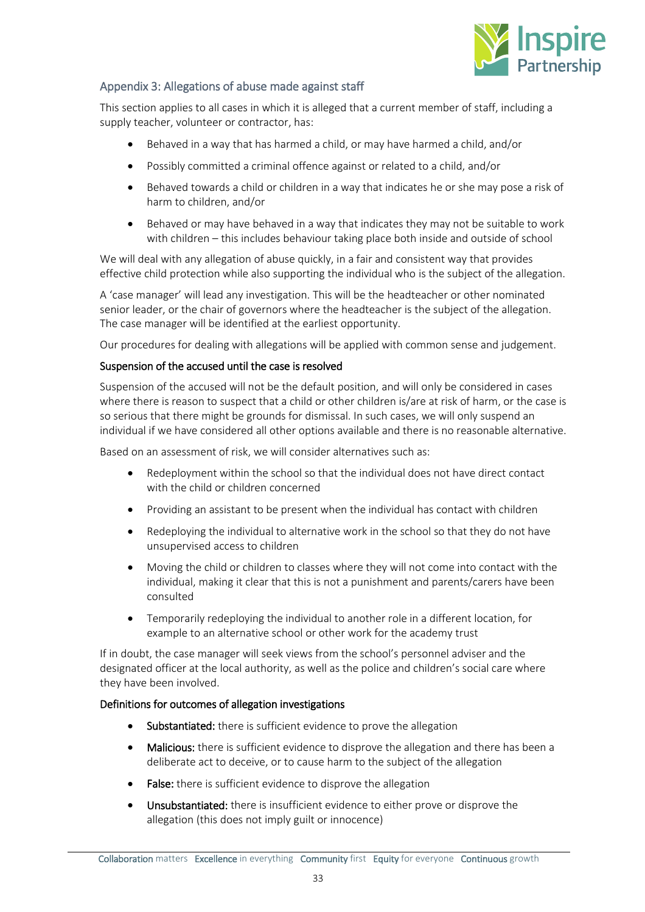## Appendix 3: Allegations of abuse made against staff

This section applies to all cases in which it is alleged that a current member of staff, including a supply teacher, volunteer or contractor, has:

- Behaved in a way that has harmed a child, or may have harmed a child, and/or
- Possibly committed a criminal offence against or related to a child, and/or
- Behaved towards a child or children in a way that indicates he or she may pose a risk of harm to children, and/or
- Behaved or may have behaved in a way that indicates they may not be suitable to work with children – this includes behaviour taking place both inside and outside of school

We will deal with any allegation of abuse quickly, in a fair and consistent way that provides effective child protection while also supporting the individual who is the subject of the allegation.

A 'case manager' will lead any investigation. This will be the headteacher or other nominated senior leader, or the chair of governors where the headteacher is the subject of the allegation. The case manager will be identified at the earliest opportunity.

Our procedures for dealing with allegations will be applied with common sense and judgement.

### Suspension of the accused until the case is resolved

Suspension of the accused will not be the default position, and will only be considered in cases where there is reason to suspect that a child or other children is/are at risk of harm, or the case is so serious that there might be grounds for dismissal. In such cases, we will only suspend an individual if we have considered all other options available and there is no reasonable alternative.

Based on an assessment of risk, we will consider alternatives such as:

- Redeployment within the school so that the individual does not have direct contact with the child or children concerned
- Providing an assistant to be present when the individual has contact with children
- Redeploying the individual to alternative work in the school so that they do not have unsupervised access to children
- Moving the child or children to classes where they will not come into contact with the individual, making it clear that this is not a punishment and parents/carers have been consulted
- Temporarily redeploying the individual to another role in a different location, for example to an alternative school or other work for the academy trust

If in doubt, the case manager will seek views from the school's personnel adviser and the designated officer at the local authority, as well as the police and children's social care where they have been involved.

### Definitions for outcomes of allegation investigations

- **Substantiated:** there is sufficient evidence to prove the allegation
- **Malicious:** there is sufficient evidence to disprove the allegation and there has been a deliberate act to deceive, or to cause harm to the subject of the allegation
- **False:** there is sufficient evidence to disprove the allegation
- **Unsubstantiated:** there is insufficient evidence to either prove or disprove the allegation (this does not imply guilt or innocence)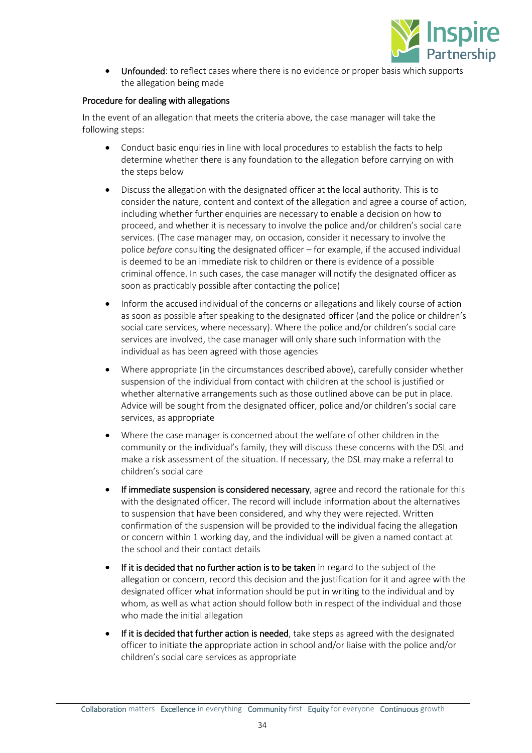- **Unfounded**: to reflect cases where there is no evidence or proper basis which supports the allegation being made

### Procedure for dealing with allegations

In the event of an allegation that meets the criteria above, the case manager will take the following steps:

- Conduct basic enquiries in line with local procedures to establish the facts to help determine whether there is any foundation to the allegation before carrying on with the steps below
- Discuss the allegation with the designated officer at the local authority. This is to consider the nature, content and context of the allegation and agree a course of action, including whether further enquiries are necessary to enable a decision on how to proceed, and whether it is necessary to involve the police and/or children's social care services. (The case manager may, on occasion, consider it necessary to involve the police *before* consulting the designated officer – for example, if the accused individual is deemed to be an immediate risk to children or there is evidence of a possible criminal offence. In such cases, the case manager will notify the designated officer as soon as practicably possible after contacting the police)
- Inform the accused individual of the concerns or allegations and likely course of action as soon as possible after speaking to the designated officer (and the police or children's social care services, where necessary). Where the police and/or children's social care services are involved, the case manager will only share such information with the individual as has been agreed with those agencies
- Where appropriate (in the circumstances described above), carefully consider whether suspension of the individual from contact with children at the school is justified or whether alternative arrangements such as those outlined above can be put in place. Advice will be sought from the designated officer, police and/or children's social care services, as appropriate
- Where the case manager is concerned about the welfare of other children in the community or the individual's family, they will discuss these concerns with the DSL and make a risk assessment of the situation. If necessary, the DSL may make a referral to children's social care
- **If immediate suspension is considered necessary**, agree and record the rationale for this with the designated officer. The record will include information about the alternatives to suspension that have been considered, and why they were rejected. Written confirmation of the suspension will be provided to the individual facing the allegation or concern within 1 working day, and the individual will be given a named contact at the school and their contact details
- **If it is decided that no further action is to be taken** in regard to the subject of the allegation or concern, record this decision and the justification for it and agree with the designated officer what information should be put in writing to the individual and by whom, as well as what action should follow both in respect of the individual and those who made the initial allegation
- **If it is decided that further action is needed**, take steps as agreed with the designated officer to initiate the appropriate action in school and/or liaise with the police and/or children's social care services as appropriate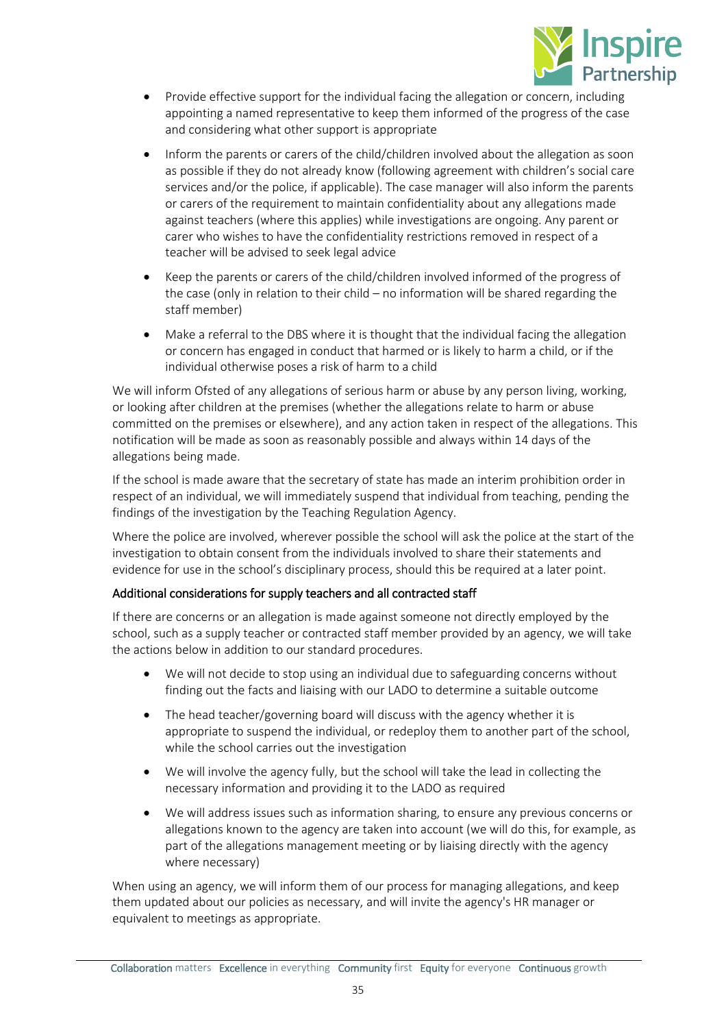- Provide effective support for the individual facing the allegation or concern, including appointing a named representative to keep them informed of the progress of the case and considering what other support is appropriate
- Inform the parents or carers of the child/children involved about the allegation as soon as possible if they do not already know (following agreement with children's social care services and/or the police, if applicable). The case manager will also inform the parents or carers of the requirement to maintain confidentiality about any allegations made against teachers (where this applies) while investigations are ongoing. Any parent or carer who wishes to have the confidentiality restrictions removed in respect of a teacher will be advised to seek legal advice
- Keep the parents or carers of the child/children involved informed of the progress of the case (only in relation to their child – no information will be shared regarding the staff member)
- Make a referral to the DBS where it is thought that the individual facing the allegation or concern has engaged in conduct that harmed or is likely to harm a child, or if the individual otherwise poses a risk of harm to a child

We will inform Ofsted of any allegations of serious harm or abuse by any person living, working, or looking after children at the premises (whether the allegations relate to harm or abuse committed on the premises or elsewhere), and any action taken in respect of the allegations. This notification will be made as soon as reasonably possible and always within 14 days of the allegations being made.

If the school is made aware that the secretary of state has made an interim prohibition order in respect of an individual, we will immediately suspend that individual from teaching, pending the findings of the investigation by the Teaching Regulation Agency.

Where the police are involved, wherever possible the school will ask the police at the start of the investigation to obtain consent from the individuals involved to share their statements and evidence for use in the school's disciplinary process, should this be required at a later point.

#### Additional considerations for supply teachers and all contracted staff

If there are concerns or an allegation is made against someone not directly employed by the school, such as a supply teacher or contracted staff member provided by an agency, we will take the actions below in addition to our standard procedures.

- We will not decide to stop using an individual due to safeguarding concerns without finding out the facts and liaising with our LADO to determine a suitable outcome
- The head teacher/governing board will discuss with the agency whether it is appropriate to suspend the individual, or redeploy them to another part of the school, while the school carries out the investigation
- We will involve the agency fully, but the school will take the lead in collecting the necessary information and providing it to the LADO as required
- We will address issues such as information sharing, to ensure any previous concerns or allegations known to the agency are taken into account (we will do this, for example, as part of the allegations management meeting or by liaising directly with the agency where necessary)

When using an agency, we will inform them of our process for managing allegations, and keep them updated about our policies as necessary, and will invite the agency's HR manager or equivalent to meetings as appropriate.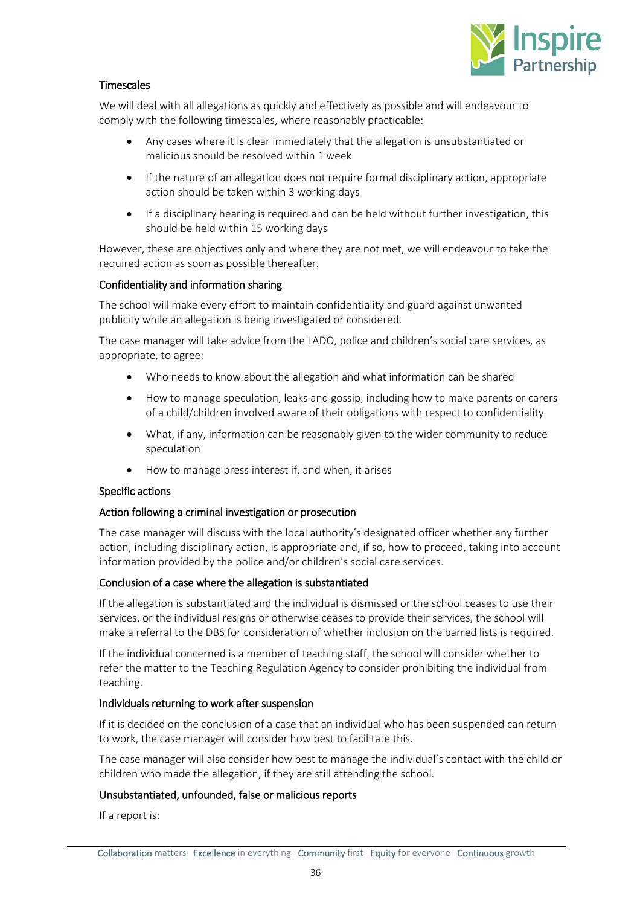### Timescales

We will deal with all allegations as quickly and effectively as possible and will endeavour to comply with the following timescales, where reasonably practicable:

- Any cases where it is clear immediately that the allegation is unsubstantiated or malicious should be resolved within 1 week
- If the nature of an allegation does not require formal disciplinary action, appropriate action should be taken within 3 working days
- If a disciplinary hearing is required and can be held without further investigation, this should be held within 15 working days

However, these are objectives only and where they are not met, we will endeavour to take the required action as soon as possible thereafter.

### Confidentiality and information sharing

The school will make every effort to maintain confidentiality and guard against unwanted publicity while an allegation is being investigated or considered.

The case manager will take advice from the LADO, police and children's social care services, as appropriate, to agree:

- Who needs to know about the allegation and what information can be shared
- How to manage speculation, leaks and gossip, including how to make parents or carers of a child/children involved aware of their obligations with respect to confidentiality
- What, if any, information can be reasonably given to the wider community to reduce speculation
- How to manage press interest if, and when, it arises

### Specific actions

### Action following a criminal investigation or prosecution

The case manager will discuss with the local authority's designated officer whether any further action, including disciplinary action, is appropriate and, if so, how to proceed, taking into account information provided by the police and/or children's social care services.

### Conclusion of a case where the allegation is substantiated

If the allegation is substantiated and the individual is dismissed or the school ceases to use their services, or the individual resigns or otherwise ceases to provide their services, the school will make a referral to the DBS for consideration of whether inclusion on the barred lists is required.

If the individual concerned is a member of teaching staff, the school will consider whether to refer the matter to the Teaching Regulation Agency to consider prohibiting the individual from teaching.

### Individuals returning to work after suspension

If it is decided on the conclusion of a case that an individual who has been suspended can return to work, the case manager will consider how best to facilitate this.

The case manager will also consider how best to manage the individual's contact with the child or children who made the allegation, if they are still attending the school.

### Unsubstantiated, unfounded, false or malicious reports

If a report is: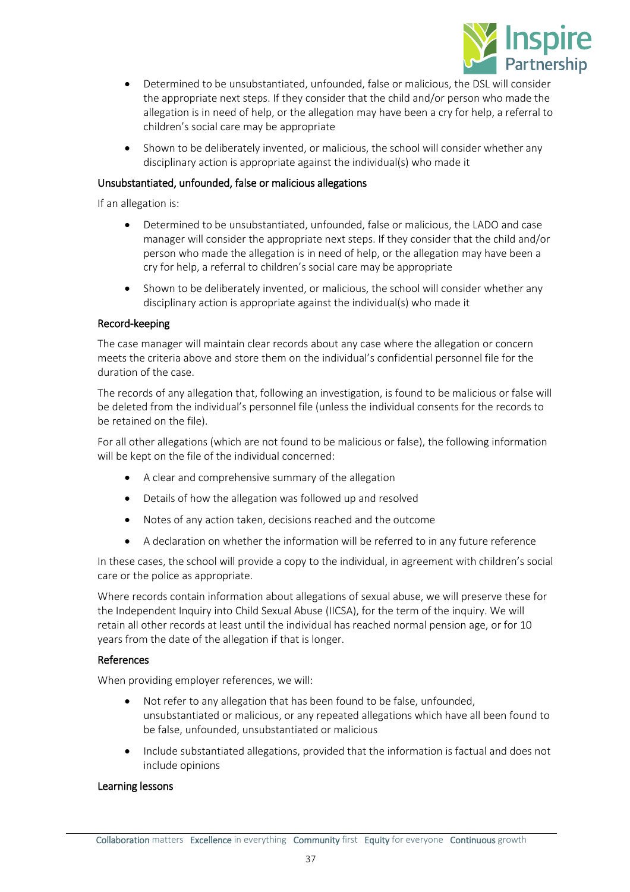- Determined to be unsubstantiated, unfounded, false or malicious, the DSL will consider the appropriate next steps. If they consider that the child and/or person who made the allegation is in need of help, or the allegation may have been a cry for help, a referral to children's social care may be appropriate
- Shown to be deliberately invented, or malicious, the school will consider whether any disciplinary action is appropriate against the individual(s) who made it

### Unsubstantiated, unfounded, false or malicious allegations

If an allegation is:

- Determined to be unsubstantiated, unfounded, false or malicious, the LADO and case manager will consider the appropriate next steps. If they consider that the child and/or person who made the allegation is in need of help, or the allegation may have been a cry for help, a referral to children's social care may be appropriate
- Shown to be deliberately invented, or malicious, the school will consider whether any disciplinary action is appropriate against the individual(s) who made it

### Record-keeping

The case manager will maintain clear records about any case where the allegation or concern meets the criteria above and store them on the individual's confidential personnel file for the duration of the case.

The records of any allegation that, following an investigation, is found to be malicious or false will be deleted from the individual's personnel file (unless the individual consents for the records to be retained on the file).

For all other allegations (which are not found to be malicious or false), the following information will be kept on the file of the individual concerned:

- A clear and comprehensive summary of the allegation
- Details of how the allegation was followed up and resolved
- Notes of any action taken, decisions reached and the outcome
- A declaration on whether the information will be referred to in any future reference

In these cases, the school will provide a copy to the individual, in agreement with children's social care or the police as appropriate.

Where records contain information about allegations of sexual abuse, we will preserve these for the Independent Inquiry into Child Sexual Abuse (IICSA), for the term of the inquiry. We will retain all other records at least until the individual has reached normal pension age, or for 10 years from the date of the allegation if that is longer.

### References

When providing employer references, we will:

- Not refer to any allegation that has been found to be false, unfounded, unsubstantiated or malicious, or any repeated allegations which have all been found to be false, unfounded, unsubstantiated or malicious
- Include substantiated allegations, provided that the information is factual and does not include opinions

### Learning lessons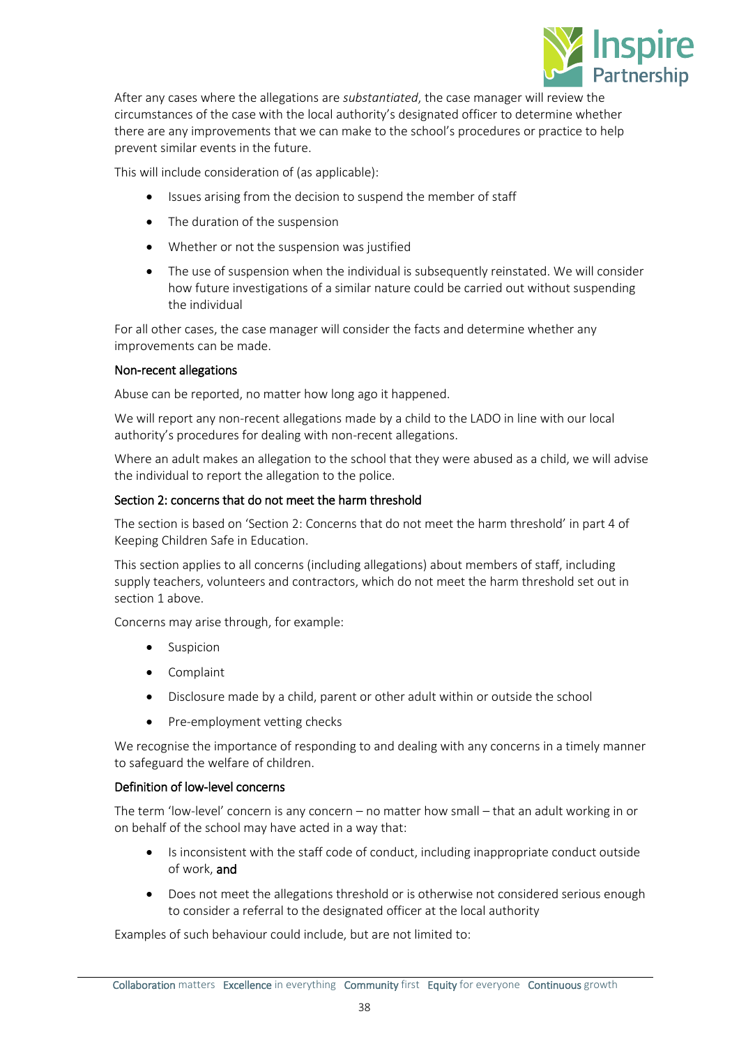After any cases where the allegations are *substantiated*, the case manager will review the circumstances of the case with the local authority's designated officer to determine whether there are any improvements that we can make to the school's procedures or practice to help prevent similar events in the future.

This will include consideration of (as applicable):

- Issues arising from the decision to suspend the member of staff
- The duration of the suspension
- Whether or not the suspension was justified
- The use of suspension when the individual is subsequently reinstated. We will consider how future investigations of a similar nature could be carried out without suspending the individual

For all other cases, the case manager will consider the facts and determine whether any improvements can be made.

### Non-recent allegations

Abuse can be reported, no matter how long ago it happened.

We will report any non-recent allegations made by a child to the LADO in line with our local authority's procedures for dealing with non-recent allegations.

Where an adult makes an allegation to the school that they were abused as a child, we will advise the individual to report the allegation to the police.

### Section 2: concerns that do not meet the harm threshold

The section is based on 'Section 2: Concerns that do not meet the harm threshold' in part 4 of Keeping Children Safe in Education.

This section applies to all concerns (including allegations) about members of staff, including supply teachers, volunteers and contractors, which do not meet the harm threshold set out in section 1 above.

Concerns may arise through, for example:

- Suspicion
- Complaint
- Disclosure made by a child, parent or other adult within or outside the school
- Pre-employment vetting checks

We recognise the importance of responding to and dealing with any concerns in a timely manner to safeguard the welfare of children.

### Definition of low-level concerns

The term 'low-level' concern is any concern – no matter how small – that an adult working in or on behalf of the school may have acted in a way that:

- Is inconsistent with the staff code of conduct, including inappropriate conduct outside of work, **and**
- Does not meet the allegations threshold or is otherwise not considered serious enough to consider a referral to the designated officer at the local authority

Examples of such behaviour could include, but are not limited to: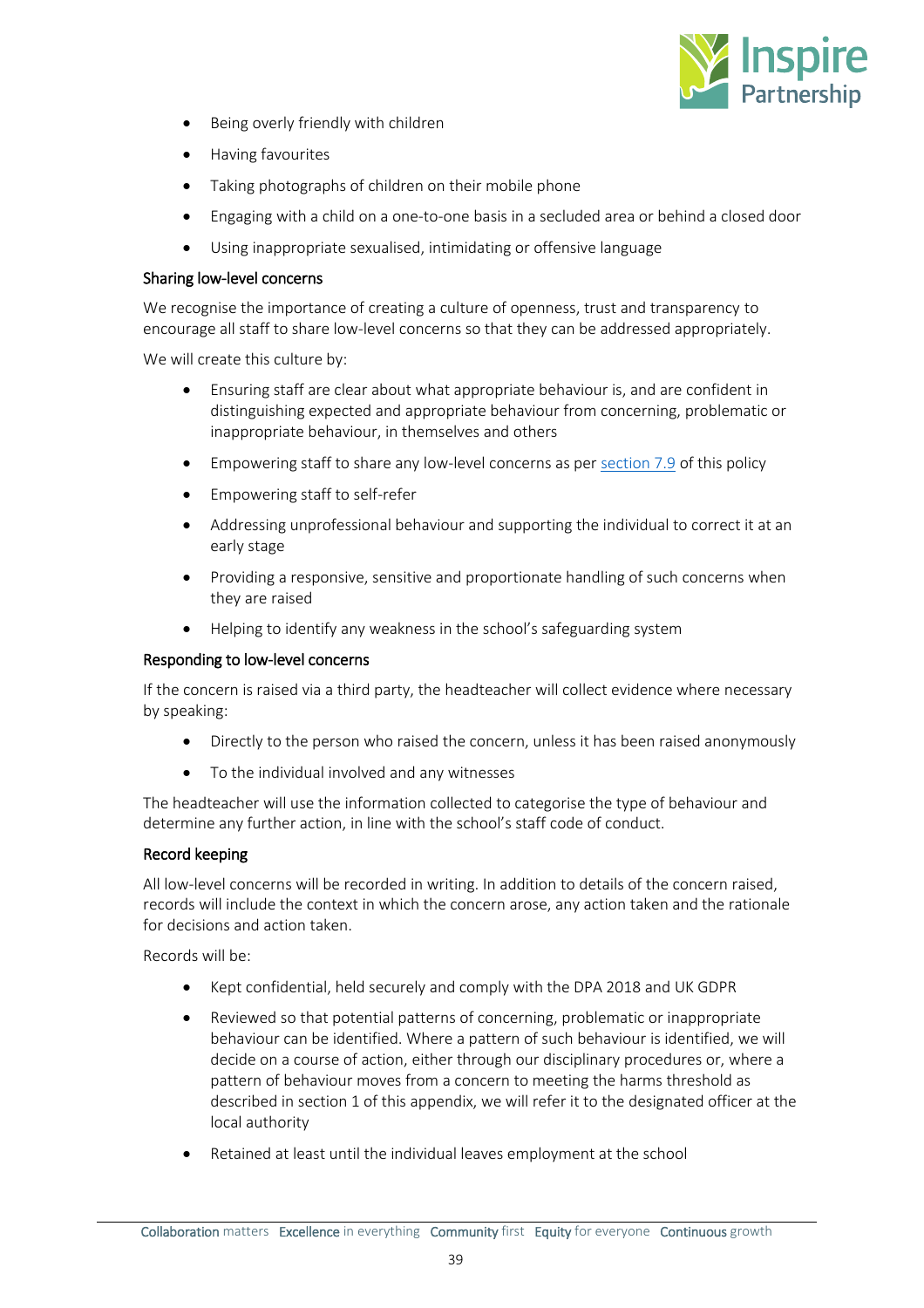- Being overly friendly with children
- Having favourites
- Taking photographs of children on their mobile phone
- Engaging with a child on a one-to-one basis in a secluded area or behind a closed door
- Using inappropriate sexualised, intimidating or offensive language

### Sharing low-level concerns

We recognise the importance of creating a culture of openness, trust and transparency to encourage all staff to share low-level concerns so that they can be addressed appropriately.

We will create this culture by:

- Ensuring staff are clear about what appropriate behaviour is, and are confident in distinguishing expected and appropriate behaviour from concerning, problematic or inappropriate behaviour, in themselves and others
- Empowering staff to share any low-level concerns as per section 7.9 of this policy
- Empowering staff to self-refer
- Addressing unprofessional behaviour and supporting the individual to correct it at an early stage
- Providing a responsive, sensitive and proportionate handling of such concerns when they are raised
- Helping to identify any weakness in the school's safeguarding system

### Responding to low-level concerns

If the concern is raised via a third party, the headteacher will collect evidence where necessary by speaking:

- Directly to the person who raised the concern, unless it has been raised anonymously
- To the individual involved and any witnesses

The headteacher will use the information collected to categorise the type of behaviour and determine any further action, in line with the school's staff code of conduct.

### Record keeping

All low-level concerns will be recorded in writing. In addition to details of the concern raised, records will include the context in which the concern arose, any action taken and the rationale for decisions and action taken.

Records will be:

- Kept confidential, held securely and comply with the DPA 2018 and UK GDPR
- Reviewed so that potential patterns of concerning, problematic or inappropriate behaviour can be identified. Where a pattern of such behaviour is identified, we will decide on a course of action, either through our disciplinary procedures or, where a pattern of behaviour moves from a concern to meeting the harms threshold as described in section 1 of this appendix, we will refer it to the designated officer at the local authority
- Retained at least until the individual leaves employment at the school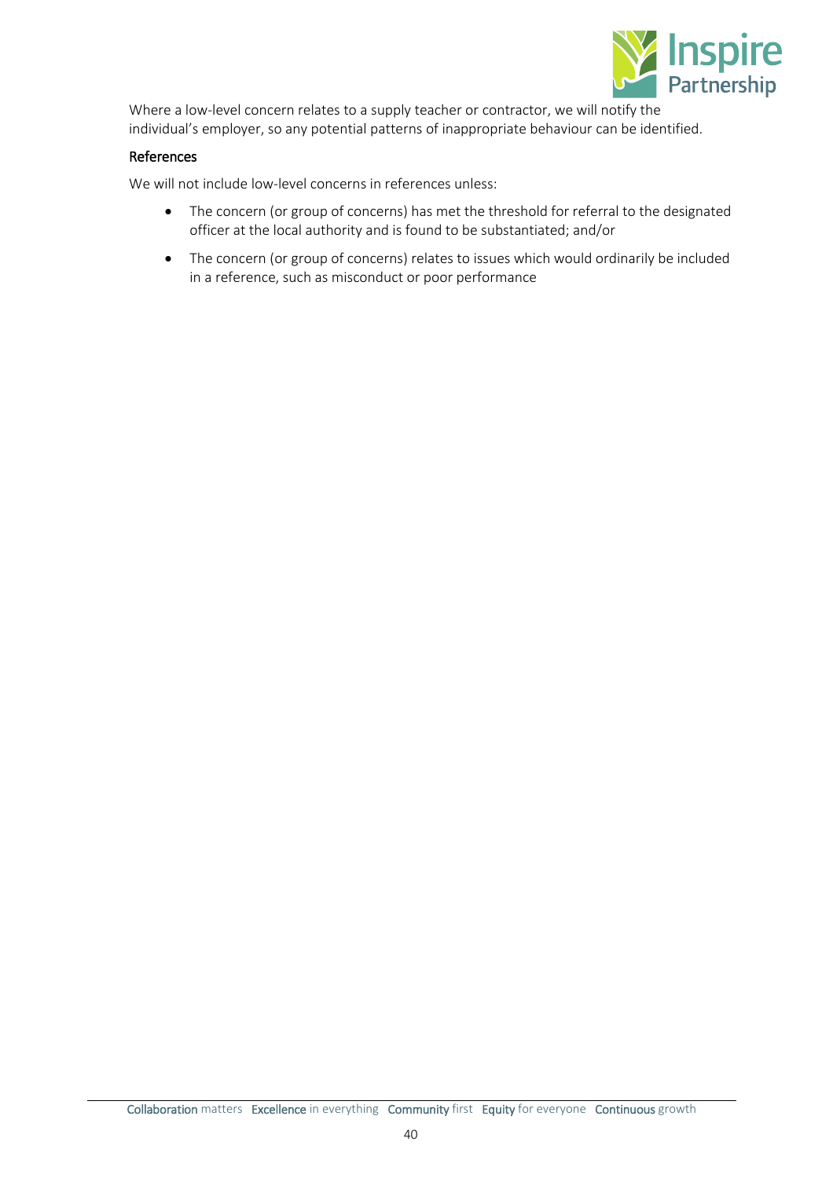Where a low-level concern relates to a supply teacher or contractor, we will notify the individual's employer, so any potential patterns of inappropriate behaviour can be identified.

### References

We will not include low-level concerns in references unless:

- The concern (or group of concerns) has met the threshold for referral to the designated officer at the local authority and is found to be substantiated; and/or
- The concern (or group of concerns) relates to issues which would ordinarily be included in a reference, such as misconduct or poor performance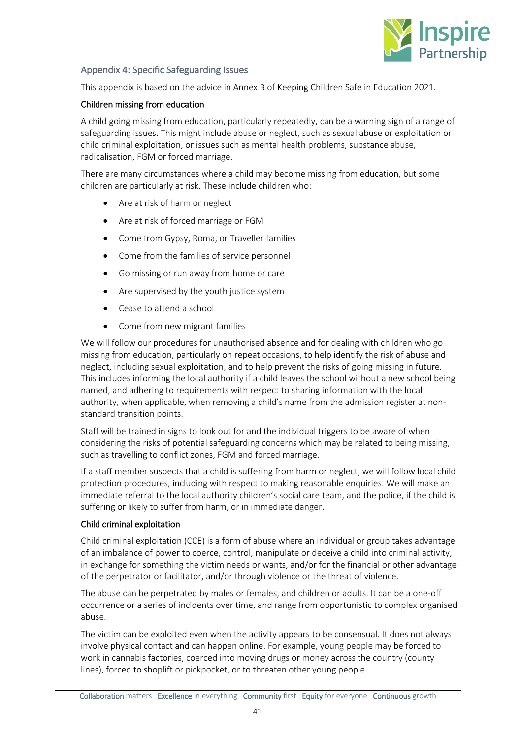## Appendix 4: Specific Safeguarding Issues

This appendix is based on the advice in Annex B of Keeping Children Safe in Education 2021.

### Children missing from education

A child going missing from education, particularly repeatedly, can be a warning sign of a range of safeguarding issues. This might include abuse or neglect, such as sexual abuse or exploitation or child criminal exploitation, or issues such as mental health problems, substance abuse, radicalisation, FGM or forced marriage.

There are many circumstances where a child may become missing from education, but some children are particularly at risk. These include children who:

- Are at risk of harm or neglect
- Are at risk of forced marriage or FGM
- Come from Gypsy, Roma, or Traveller families
- Come from the families of service personnel
- Go missing or run away from home or care
- Are supervised by the youth justice system
- Cease to attend a school
- Come from new migrant families

We will follow our procedures for unauthorised absence and for dealing with children who go missing from education, particularly on repeat occasions, to help identify the risk of abuse and neglect, including sexual exploitation, and to help prevent the risks of going missing in future. This includes informing the local authority if a child leaves the school without a new school being named, and adhering to requirements with respect to sharing information with the local authority, when applicable, when removing a child's name from the admission register at non-standard transition points.

Staff will be trained in signs to look out for and the individual triggers to be aware of when considering the risks of potential safeguarding concerns which may be related to being missing, such as travelling to conflict zones, FGM and forced marriage.

If a staff member suspects that a child is suffering from harm or neglect, we will follow local child protection procedures, including with respect to making reasonable enquiries. We will make an immediate referral to the local authority children's social care team, and the police, if the child is suffering or likely to suffer from harm, or in immediate danger.

### Child criminal exploitation

Child criminal exploitation (CCE) is a form of abuse where an individual or group takes advantage of an imbalance of power to coerce, control, manipulate or deceive a child into criminal activity, in exchange for something the victim needs or wants, and/or for the financial or other advantage of the perpetrator or facilitator, and/or through violence or the threat of violence.

The abuse can be perpetrated by males or females, and children or adults. It can be a one-off occurrence or a series of incidents over time, and range from opportunistic to complex organised abuse.

The victim can be exploited even when the activity appears to be consensual. It does not always involve physical contact and can happen online. For example, young people may be forced to work in cannabis factories, coerced into moving drugs or money across the country (county lines), forced to shoplift or pickpocket, or to threaten other young people.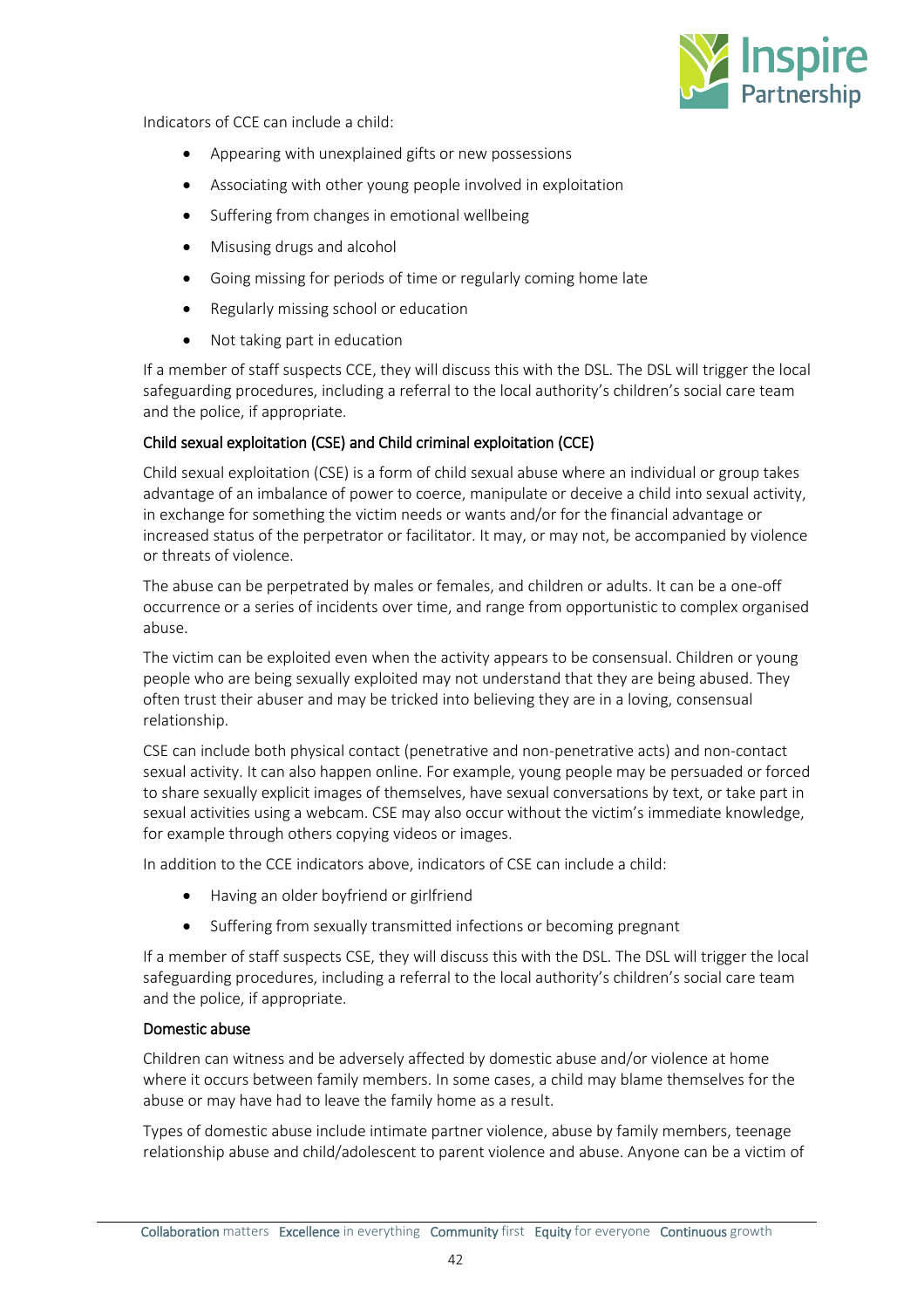Indicators of CCE can include a child:

- Appearing with unexplained gifts or new possessions
- Associating with other young people involved in exploitation
- Suffering from changes in emotional wellbeing
- Misusing drugs and alcohol
- Going missing for periods of time or regularly coming home late
- Regularly missing school or education
- Not taking part in education

If a member of staff suspects CCE, they will discuss this with the DSL. The DSL will trigger the local safeguarding procedures, including a referral to the local authority's children's social care team and the police, if appropriate.

### Child sexual exploitation (CSE) and Child criminal exploitation (CCE)

Child sexual exploitation (CSE) is a form of child sexual abuse where an individual or group takes advantage of an imbalance of power to coerce, manipulate or deceive a child into sexual activity, in exchange for something the victim needs or wants and/or for the financial advantage or increased status of the perpetrator or facilitator. It may, or may not, be accompanied by violence or threats of violence.

The abuse can be perpetrated by males or females, and children or adults. It can be a one-off occurrence or a series of incidents over time, and range from opportunistic to complex organised abuse.

The victim can be exploited even when the activity appears to be consensual. Children or young people who are being sexually exploited may not understand that they are being abused. They often trust their abuser and may be tricked into believing they are in a loving, consensual relationship.

CSE can include both physical contact (penetrative and non-penetrative acts) and non-contact sexual activity. It can also happen online. For example, young people may be persuaded or forced to share sexually explicit images of themselves, have sexual conversations by text, or take part in sexual activities using a webcam. CSE may also occur without the victim's immediate knowledge, for example through others copying videos or images.

In addition to the CCE indicators above, indicators of CSE can include a child:

- Having an older boyfriend or girlfriend
- Suffering from sexually transmitted infections or becoming pregnant

If a member of staff suspects CSE, they will discuss this with the DSL. The DSL will trigger the local safeguarding procedures, including a referral to the local authority's children's social care team and the police, if appropriate.

### Domestic abuse

Children can witness and be adversely affected by domestic abuse and/or violence at home where it occurs between family members. In some cases, a child may blame themselves for the abuse or may have had to leave the family home as a result.

Types of domestic abuse include intimate partner violence, abuse by family members, teenage relationship abuse and child/adolescent to parent violence and abuse. Anyone can be a victim of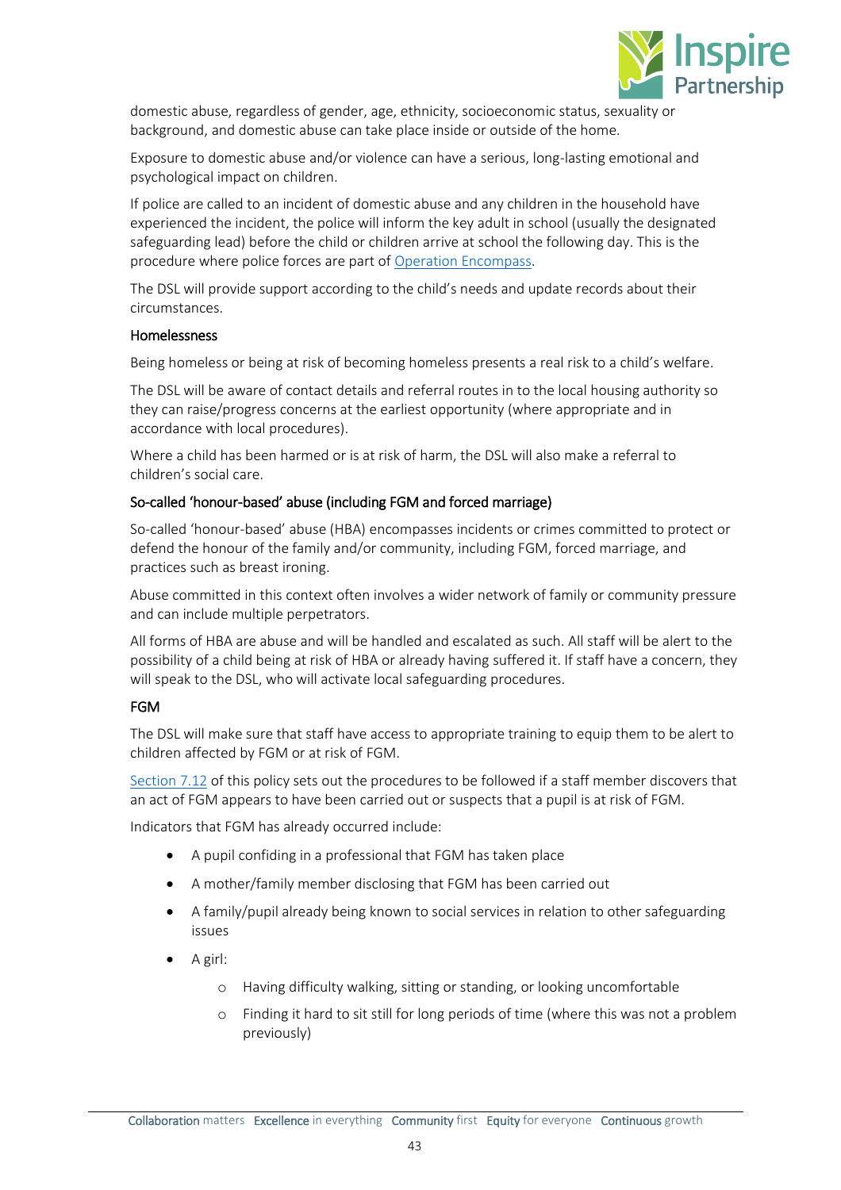domestic abuse, regardless of gender, age, ethnicity, socioeconomic status, sexuality or background, and domestic abuse can take place inside or outside of the home.

Exposure to domestic abuse and/or violence can have a serious, long-lasting emotional and psychological impact on children.

If police are called to an incident of domestic abuse and any children in the household have experienced the incident, the police will inform the key adult in school (usually the designated safeguarding lead) before the child or children arrive at school the following day. This is the procedure where police forces are part of [Operation Encompass](Operation Encompass).

The DSL will provide support according to the child's needs and update records about their circumstances.

### Homelessness

Being homeless or being at risk of becoming homeless presents a real risk to a child's welfare.

The DSL will be aware of contact details and referral routes in to the local housing authority so they can raise/progress concerns at the earliest opportunity (where appropriate and in accordance with local procedures).

Where a child has been harmed or is at risk of harm, the DSL will also make a referral to children's social care.

### So-called 'honour-based' abuse (including FGM and forced marriage)

So-called 'honour-based' abuse (HBA) encompasses incidents or crimes committed to protect or defend the honour of the family and/or community, including FGM, forced marriage, and practices such as breast ironing.

Abuse committed in this context often involves a wider network of family or community pressure and can include multiple perpetrators.

All forms of HBA are abuse and will be handled and escalated as such. All staff will be alert to the possibility of a child being at risk of HBA or already having suffered it. If staff have a concern, they will speak to the DSL, who will activate local safeguarding procedures.

### FGM

The DSL will make sure that staff have access to appropriate training to equip them to be alert to children affected by FGM or at risk of FGM.

Section 7.12 of this policy sets out the procedures to be followed if a staff member discovers that an act of FGM appears to have been carried out or suspects that a pupil is at risk of FGM.

Indicators that FGM has already occurred include:

- A pupil confiding in a professional that FGM has taken place
- A mother/family member disclosing that FGM has been carried out
- A family/pupil already being known to social services in relation to other safeguarding issues
- A girl:
  - Having difficulty walking, sitting or standing, or looking uncomfortable
  - Finding it hard to sit still for long periods of time (where this was not a problem previously)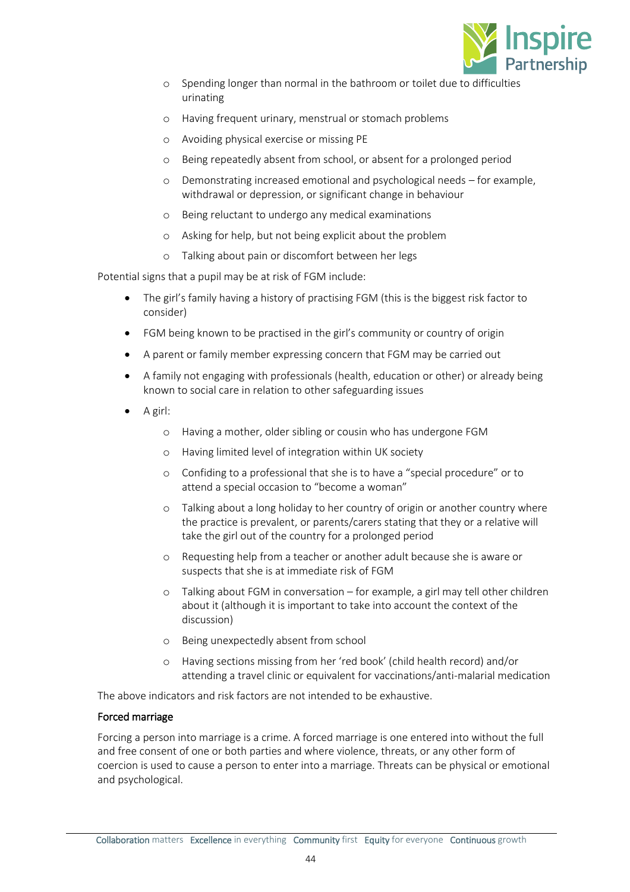- Spending longer than normal in the bathroom or toilet due to difficulties urinating
  - Having frequent urinary, menstrual or stomach problems
  - Avoiding physical exercise or missing PE
  - Being repeatedly absent from school, or absent for a prolonged period
  - Demonstrating increased emotional and psychological needs – for example, withdrawal or depression, or significant change in behaviour
  - Being reluctant to undergo any medical examinations
  - Asking for help, but not being explicit about the problem
  - Talking about pain or discomfort between her legs

Potential signs that a pupil may be at risk of FGM include:

- The girl's family having a history of practising FGM (this is the biggest risk factor to consider)
- FGM being known to be practised in the girl's community or country of origin
- A parent or family member expressing concern that FGM may be carried out
- A family not engaging with professionals (health, education or other) or already being known to social care in relation to other safeguarding issues
- A girl:
  - Having a mother, older sibling or cousin who has undergone FGM
  - Having limited level of integration within UK society
  - Confiding to a professional that she is to have a "special procedure" or to attend a special occasion to "become a woman"
  - Talking about a long holiday to her country of origin or another country where the practice is prevalent, or parents/carers stating that they or a relative will take the girl out of the country for a prolonged period
  - Requesting help from a teacher or another adult because she is aware or suspects that she is at immediate risk of FGM
  - Talking about FGM in conversation – for example, a girl may tell other children about it (although it is important to take into account the context of the discussion)
  - Being unexpectedly absent from school
  - Having sections missing from her 'red book' (child health record) and/or attending a travel clinic or equivalent for vaccinations/anti-malarial medication

The above indicators and risk factors are not intended to be exhaustive.

#### Forced marriage

Forcing a person into marriage is a crime. A forced marriage is one entered into without the full and free consent of one or both parties and where violence, threats, or any other form of coercion is used to cause a person to enter into a marriage. Threats can be physical or emotional and psychological.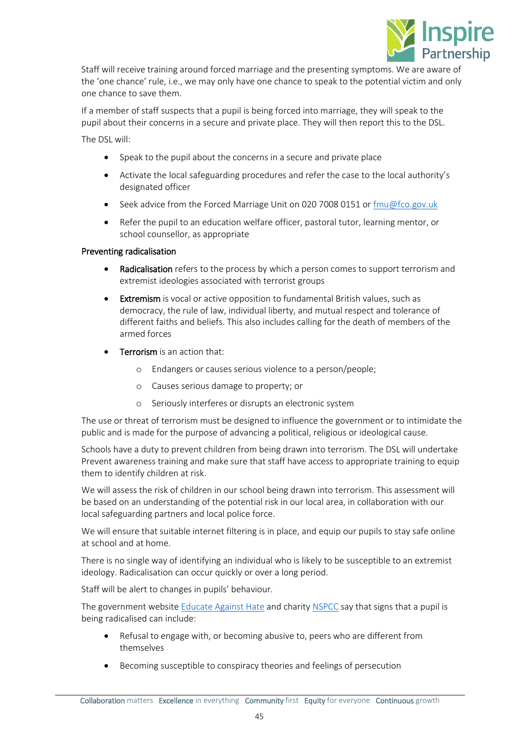Staff will receive training around forced marriage and the presenting symptoms. We are aware of the 'one chance' rule, i.e., we may only have one chance to speak to the potential victim and only one chance to save them.

If a member of staff suspects that a pupil is being forced into marriage, they will speak to the pupil about their concerns in a secure and private place. They will then report this to the DSL.

The DSL will:

- Speak to the pupil about the concerns in a secure and private place
- Activate the local safeguarding procedures and refer the case to the local authority's designated officer
- Seek advice from the Forced Marriage Unit on 020 7008 0151 or [fmu@fco.gov.uk](mailto:fmu@fco.gov.uk)
- Refer the pupil to an education welfare officer, pastoral tutor, learning mentor, or school counsellor, as appropriate

### Preventing radicalisation

- **Radicalisation** refers to the process by which a person comes to support terrorism and extremist ideologies associated with terrorist groups
- **Extremism** is vocal or active opposition to fundamental British values, such as democracy, the rule of law, individual liberty, and mutual respect and tolerance of different faiths and beliefs. This also includes calling for the death of members of the armed forces
- **Terrorism** is an action that:
    - Endangers or causes serious violence to a person/people;
    - Causes serious damage to property; or
    - Seriously interferes or disrupts an electronic system

The use or threat of terrorism must be designed to influence the government or to intimidate the public and is made for the purpose of advancing a political, religious or ideological cause.

Schools have a duty to prevent children from being drawn into terrorism. The DSL will undertake Prevent awareness training and make sure that staff have access to appropriate training to equip them to identify children at risk.

We will assess the risk of children in our school being drawn into terrorism. This assessment will be based on an understanding of the potential risk in our local area, in collaboration with our local safeguarding partners and local police force.

We will ensure that suitable internet filtering is in place, and equip our pupils to stay safe online at school and at home.

There is no single way of identifying an individual who is likely to be susceptible to an extremist ideology. Radicalisation can occur quickly or over a long period.

Staff will be alert to changes in pupils' behaviour.

The government website Educate Against Hate and charity NSPCC say that signs that a pupil is being radicalised can include:

- Refusal to engage with, or becoming abusive to, peers who are different from themselves
- Becoming susceptible to conspiracy theories and feelings of persecution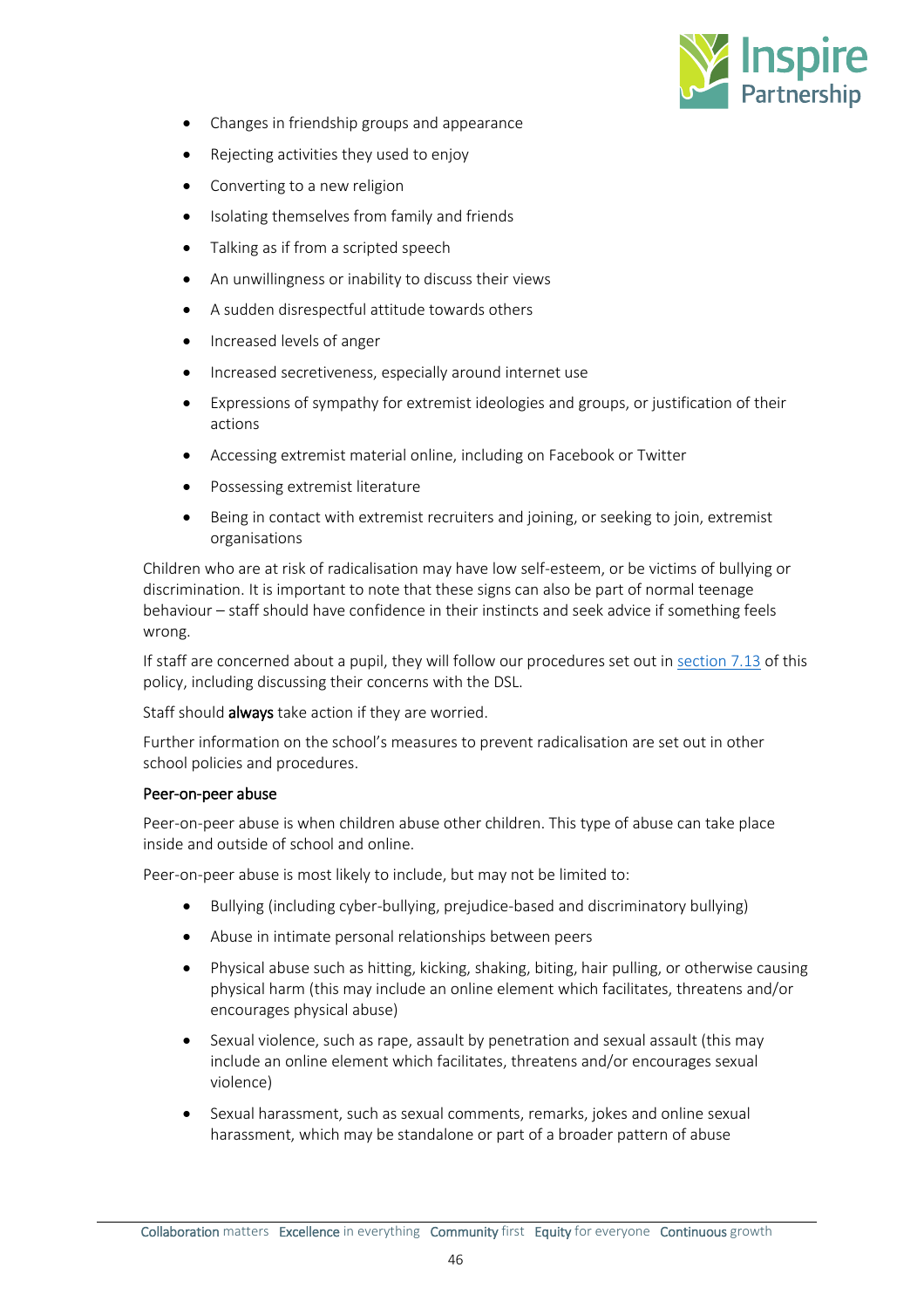- Changes in friendship groups and appearance
- Rejecting activities they used to enjoy
- Converting to a new religion
- Isolating themselves from family and friends
- Talking as if from a scripted speech
- An unwillingness or inability to discuss their views
- A sudden disrespectful attitude towards others
- Increased levels of anger
- Increased secretiveness, especially around internet use
- Expressions of sympathy for extremist ideologies and groups, or justification of their actions
- Accessing extremist material online, including on Facebook or Twitter
- Possessing extremist literature
- Being in contact with extremist recruiters and joining, or seeking to join, extremist organisations

Children who are at risk of radicalisation may have low self-esteem, or be victims of bullying or discrimination. It is important to note that these signs can also be part of normal teenage behaviour – staff should have confidence in their instincts and seek advice if something feels wrong.

If staff are concerned about a pupil, they will follow our procedures set out in section 7.13 of this policy, including discussing their concerns with the DSL.

Staff should **always** take action if they are worried.

Further information on the school's measures to prevent radicalisation are set out in other school policies and procedures.

### Peer-on-peer abuse

Peer-on-peer abuse is when children abuse other children. This type of abuse can take place inside and outside of school and online.

Peer-on-peer abuse is most likely to include, but may not be limited to:

- Bullying (including cyber-bullying, prejudice-based and discriminatory bullying)
- Abuse in intimate personal relationships between peers
- Physical abuse such as hitting, kicking, shaking, biting, hair pulling, or otherwise causing physical harm (this may include an online element which facilitates, threatens and/or encourages physical abuse)
- Sexual violence, such as rape, assault by penetration and sexual assault (this may include an online element which facilitates, threatens and/or encourages sexual violence)
- Sexual harassment, such as sexual comments, remarks, jokes and online sexual harassment, which may be standalone or part of a broader pattern of abuse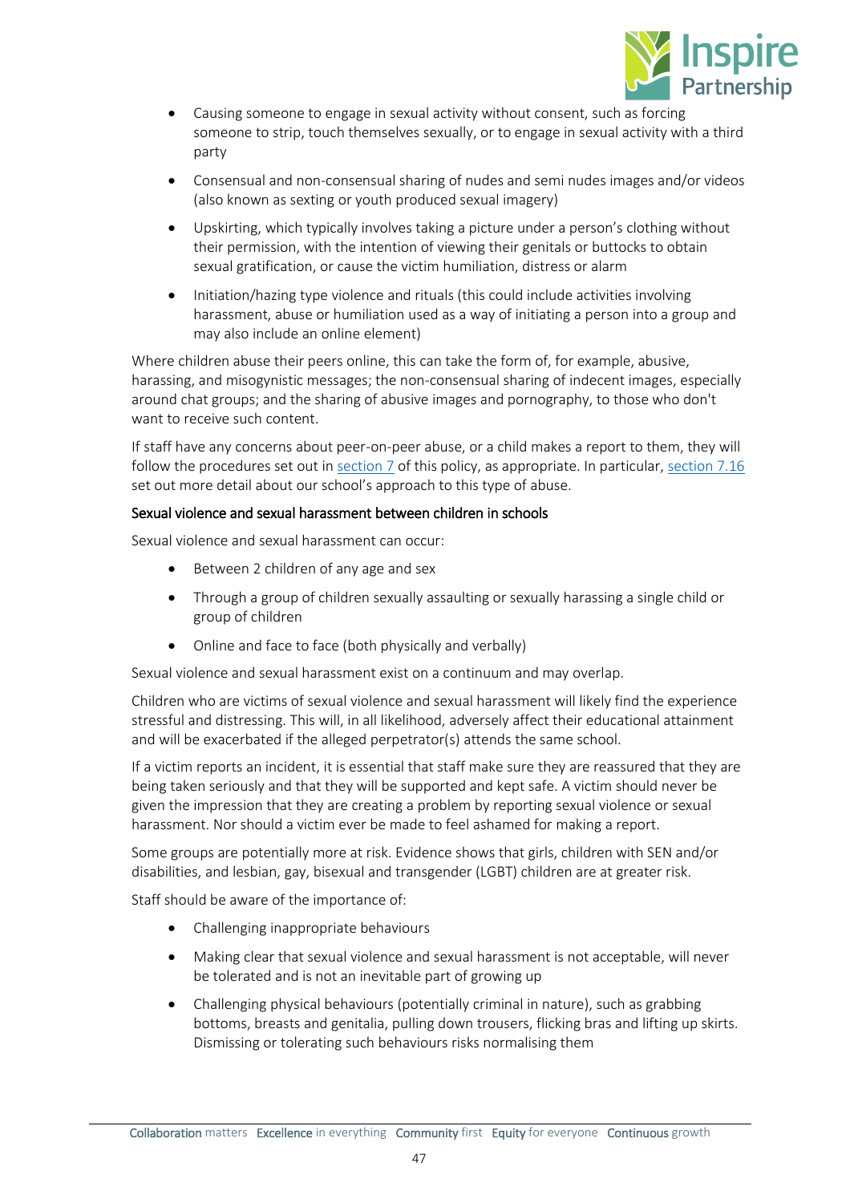- Causing someone to engage in sexual activity without consent, such as forcing someone to strip, touch themselves sexually, or to engage in sexual activity with a third party
- Consensual and non-consensual sharing of nudes and semi nudes images and/or videos (also known as sexting or youth produced sexual imagery)
- Upskirting, which typically involves taking a picture under a person's clothing without their permission, with the intention of viewing their genitals or buttocks to obtain sexual gratification, or cause the victim humiliation, distress or alarm
- Initiation/hazing type violence and rituals (this could include activities involving harassment, abuse or humiliation used as a way of initiating a person into a group and may also include an online element)

Where children abuse their peers online, this can take the form of, for example, abusive, harassing, and misogynistic messages; the non-consensual sharing of indecent images, especially around chat groups; and the sharing of abusive images and pornography, to those who don't want to receive such content.

If staff have any concerns about peer-on-peer abuse, or a child makes a report to them, they will follow the procedures set out in section 7 of this policy, as appropriate. In particular, section 7.16 set out more detail about our school's approach to this type of abuse.

#### Sexual violence and sexual harassment between children in schools

Sexual violence and sexual harassment can occur:

- Between 2 children of any age and sex
- Through a group of children sexually assaulting or sexually harassing a single child or group of children
- Online and face to face (both physically and verbally)

Sexual violence and sexual harassment exist on a continuum and may overlap.

Children who are victims of sexual violence and sexual harassment will likely find the experience stressful and distressing. This will, in all likelihood, adversely affect their educational attainment and will be exacerbated if the alleged perpetrator(s) attends the same school.

If a victim reports an incident, it is essential that staff make sure they are reassured that they are being taken seriously and that they will be supported and kept safe. A victim should never be given the impression that they are creating a problem by reporting sexual violence or sexual harassment. Nor should a victim ever be made to feel ashamed for making a report.

Some groups are potentially more at risk. Evidence shows that girls, children with SEN and/or disabilities, and lesbian, gay, bisexual and transgender (LGBT) children are at greater risk.

Staff should be aware of the importance of:

- Challenging inappropriate behaviours
- Making clear that sexual violence and sexual harassment is not acceptable, will never be tolerated and is not an inevitable part of growing up
- Challenging physical behaviours (potentially criminal in nature), such as grabbing bottoms, breasts and genitalia, pulling down trousers, flicking bras and lifting up skirts. Dismissing or tolerating such behaviours risks normalising them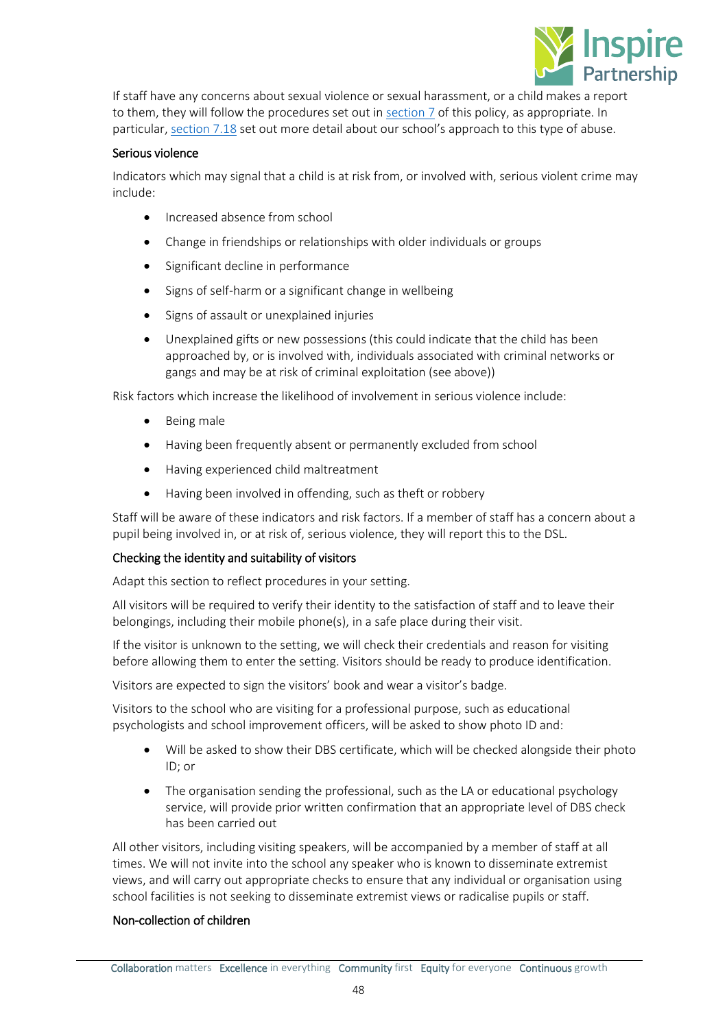If staff have any concerns about sexual violence or sexual harassment, or a child makes a report to them, they will follow the procedures set out in section 7 of this policy, as appropriate. In particular, section 7.18 set out more detail about our school's approach to this type of abuse.

#### Serious violence

Indicators which may signal that a child is at risk from, or involved with, serious violent crime may include:

- Increased absence from school
- Change in friendships or relationships with older individuals or groups
- Significant decline in performance
- Signs of self-harm or a significant change in wellbeing
- Signs of assault or unexplained injuries
- Unexplained gifts or new possessions (this could indicate that the child has been approached by, or is involved with, individuals associated with criminal networks or gangs and may be at risk of criminal exploitation (see above))

Risk factors which increase the likelihood of involvement in serious violence include:

- Being male
- Having been frequently absent or permanently excluded from school
- Having experienced child maltreatment
- Having been involved in offending, such as theft or robbery

Staff will be aware of these indicators and risk factors. If a member of staff has a concern about a pupil being involved in, or at risk of, serious violence, they will report this to the DSL.

#### Checking the identity and suitability of visitors

Adapt this section to reflect procedures in your setting.

All visitors will be required to verify their identity to the satisfaction of staff and to leave their belongings, including their mobile phone(s), in a safe place during their visit.

If the visitor is unknown to the setting, we will check their credentials and reason for visiting before allowing them to enter the setting. Visitors should be ready to produce identification.

Visitors are expected to sign the visitors' book and wear a visitor's badge.

Visitors to the school who are visiting for a professional purpose, such as educational psychologists and school improvement officers, will be asked to show photo ID and:

- Will be asked to show their DBS certificate, which will be checked alongside their photo ID; or
- The organisation sending the professional, such as the LA or educational psychology service, will provide prior written confirmation that an appropriate level of DBS check has been carried out

All other visitors, including visiting speakers, will be accompanied by a member of staff at all times. We will not invite into the school any speaker who is known to disseminate extremist views, and will carry out appropriate checks to ensure that any individual or organisation using school facilities is not seeking to disseminate extremist views or radicalise pupils or staff.

#### Non-collection of children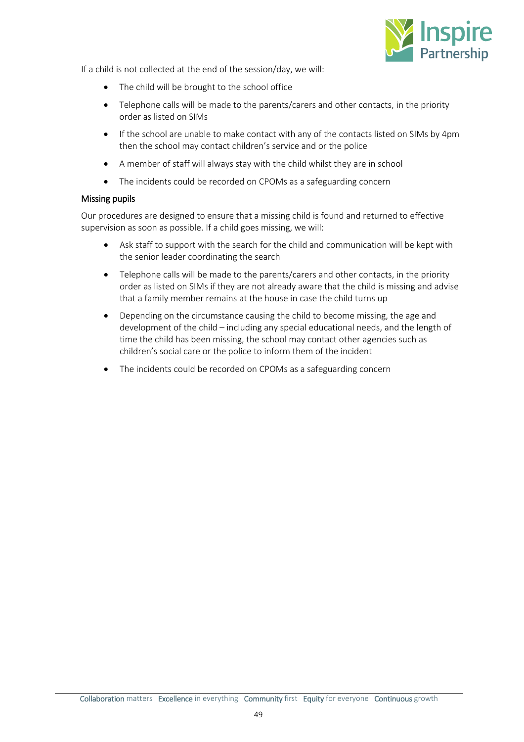If a child is not collected at the end of the session/day, we will:

- The child will be brought to the school office
- Telephone calls will be made to the parents/carers and other contacts, in the priority order as listed on SIMs
- If the school are unable to make contact with any of the contacts listed on SIMs by 4pm then the school may contact children's service and or the police
- A member of staff will always stay with the child whilst they are in school
- The incidents could be recorded on CPOMs as a safeguarding concern

### Missing pupils

Our procedures are designed to ensure that a missing child is found and returned to effective supervision as soon as possible. If a child goes missing, we will:

- Ask staff to support with the search for the child and communication will be kept with the senior leader coordinating the search
- Telephone calls will be made to the parents/carers and other contacts, in the priority order as listed on SIMs if they are not already aware that the child is missing and advise that a family member remains at the house in case the child turns up
- Depending on the circumstance causing the child to become missing, the age and development of the child – including any special educational needs, and the length of time the child has been missing, the school may contact other agencies such as children's social care or the police to inform them of the incident
- The incidents could be recorded on CPOMs as a safeguarding concern